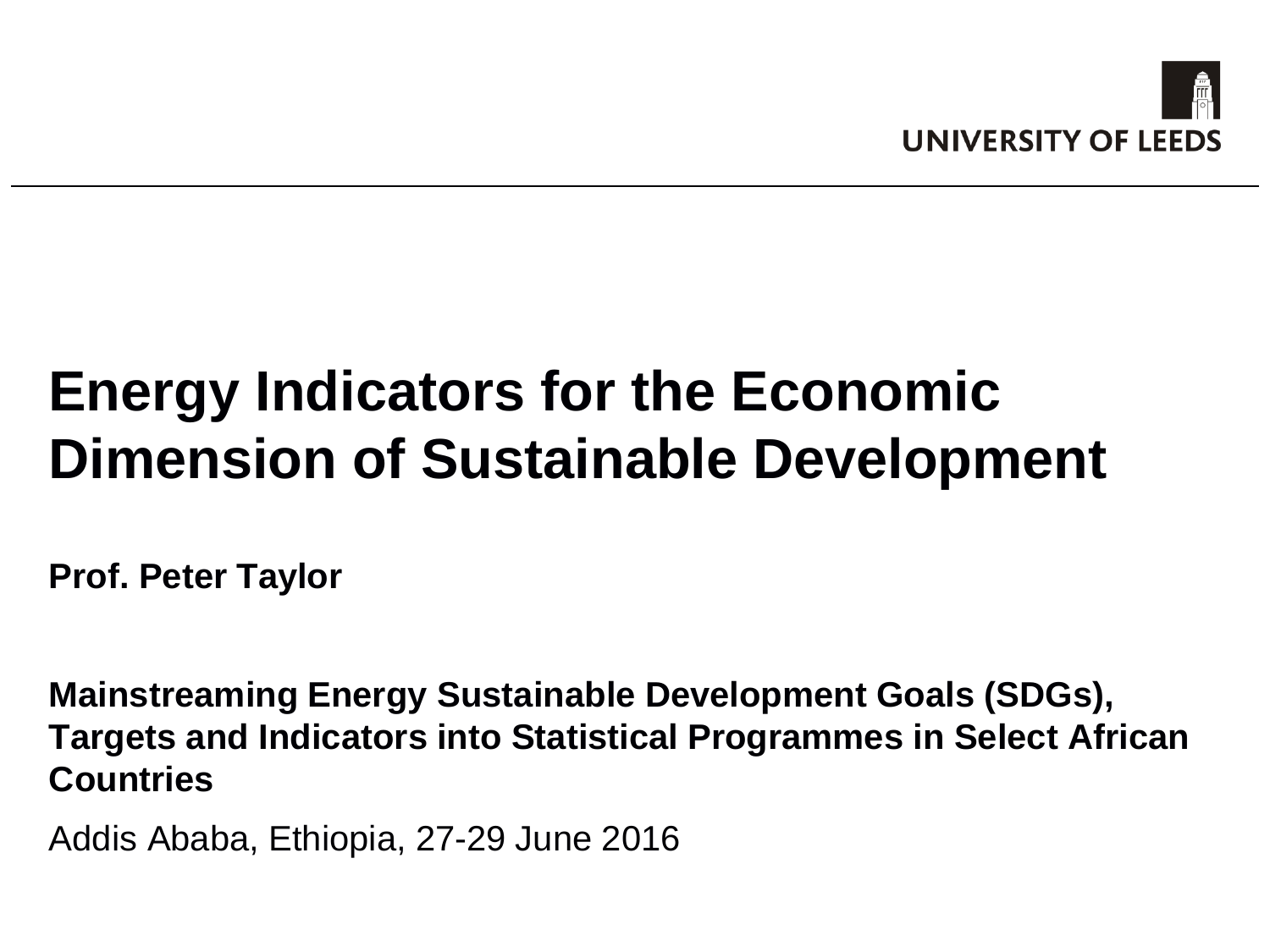UNIVERSITY OF LEEDS

# Energy Indicators for the Economic Dimension of Sustainable Development

**Prof. Peter Taylor**

**Mainstreaming Energy Sustainable Development Goals (SDGs), Targets and Indicators into Statistical Programmes in Select African Countries**

Addis Ababa, Ethiopia, 27-29 June 2016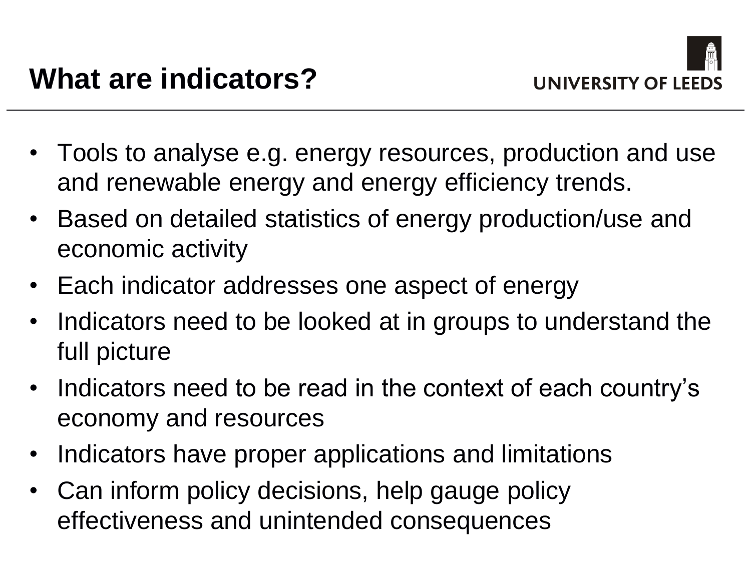# What are indicators?

- Tools to analyse e.g. energy resources, production and use and renewable energy and energy efficiency trends.
- Based on detailed statistics of energy production/use and economic activity
- Each indicator addresses one aspect of energy
- Indicators need to be looked at in groups to understand the full picture
- Indicators need to be read in the context of each country's economy and resources
- Indicators have proper applications and limitations
- Can inform policy decisions, help gauge policy effectiveness and unintended consequences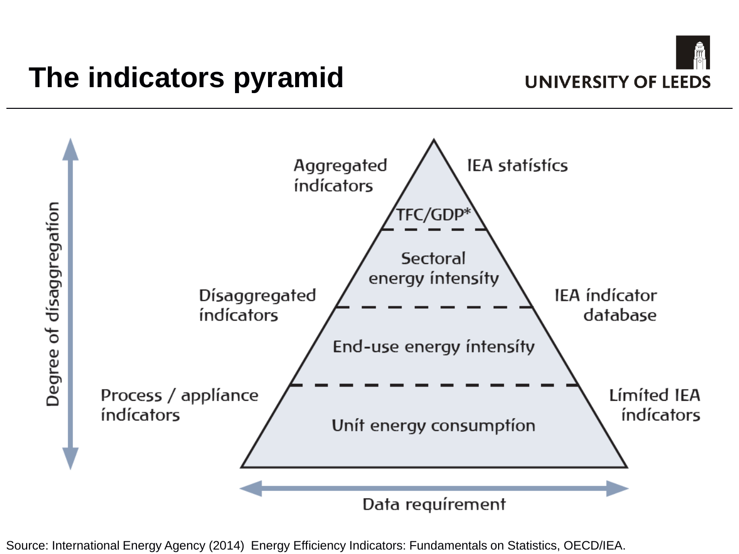# The indicators pyramid

Degree of disaggregation

| Left label | Pyramid level | Right label |
| --- | --- | --- |
| Aggregated indicators | TFC/GDP* | IEA statistics |
| Disaggregated indicators | Sectoral energy intensity | IEA indicator database |
| | End-use energy intensity | |
| Process / appliance indicators | Unit energy consumption | Limited IEA indicators |

Data requirement

Source: International Energy Agency (2014) Energy Efficiency Indicators: Fundamentals on Statistics, OECD/IEA.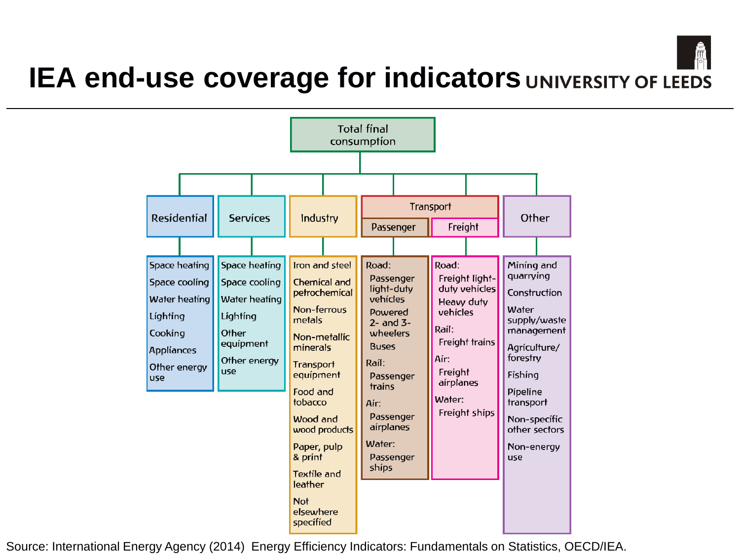# IEA end-use coverage for indicators

**Total final consumption**

- **Residential**
  - Space heating
  - Space cooling
  - Water heating
  - Lighting
  - Cooking
  - Appliances
  - Other energy use
- **Services**
  - Space heating
  - Space cooling
  - Water heating
  - Lighting
  - Other equipment
  - Other energy use
- **Industry**
  - Iron and steel
  - Chemical and petrochemical
  - Non-ferrous metals
  - Non-metallic minerals
  - Transport equipment
  - Food and tobacco
  - Wood and wood products
  - Paper, pulp & print
  - Textile and leather
  - Not elsewhere specified
- **Transport**
  - **Passenger**
    - Road:
      - Passenger light-duty vehicles
      - Powered 2- and 3-wheelers
      - Buses
    - Rail:
      - Passenger trains
    - Air:
      - Passenger airplanes
    - Water:
      - Passenger ships
  - **Freight**
    - Road:
      - Freight light-duty vehicles
      - Heavy duty vehicles
    - Rail:
      - Freight trains
    - Air:
      - Freight airplanes
    - Water:
      - Freight ships
- **Other**
  - Mining and quarrying
  - Construction
  - Water supply/waste management
  - Agriculture/ forestry
  - Fishing
  - Pipeline transport
  - Non-specific other sectors
  - Non-energy use

Source: International Energy Agency (2014) Energy Efficiency Indicators: Fundamentals on Statistics, OECD/IEA.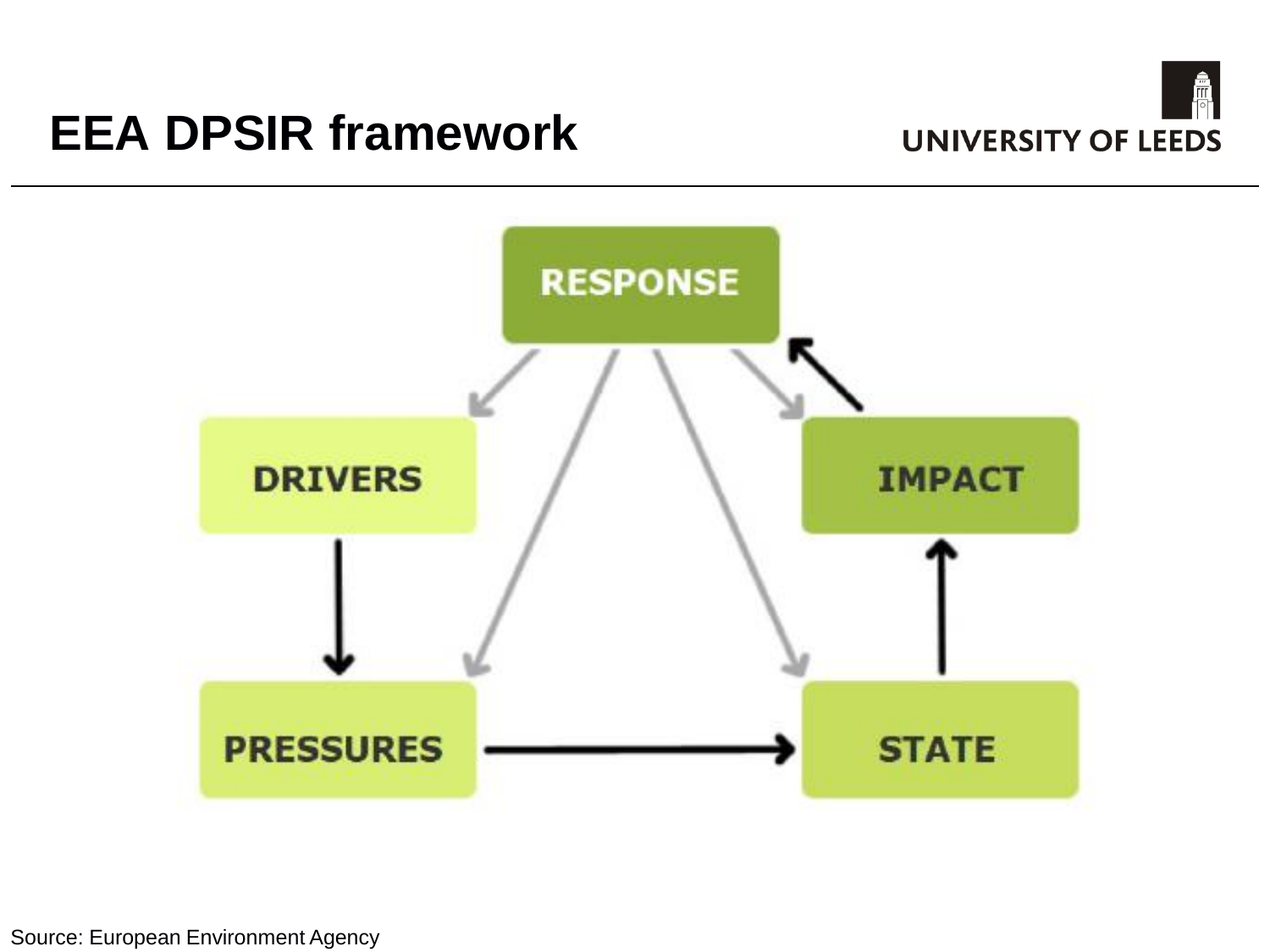# EEA DPSIR framework

RESPONSE

DRIVERS

IMPACT

PRESSURES

STATE

Source: European Environment Agency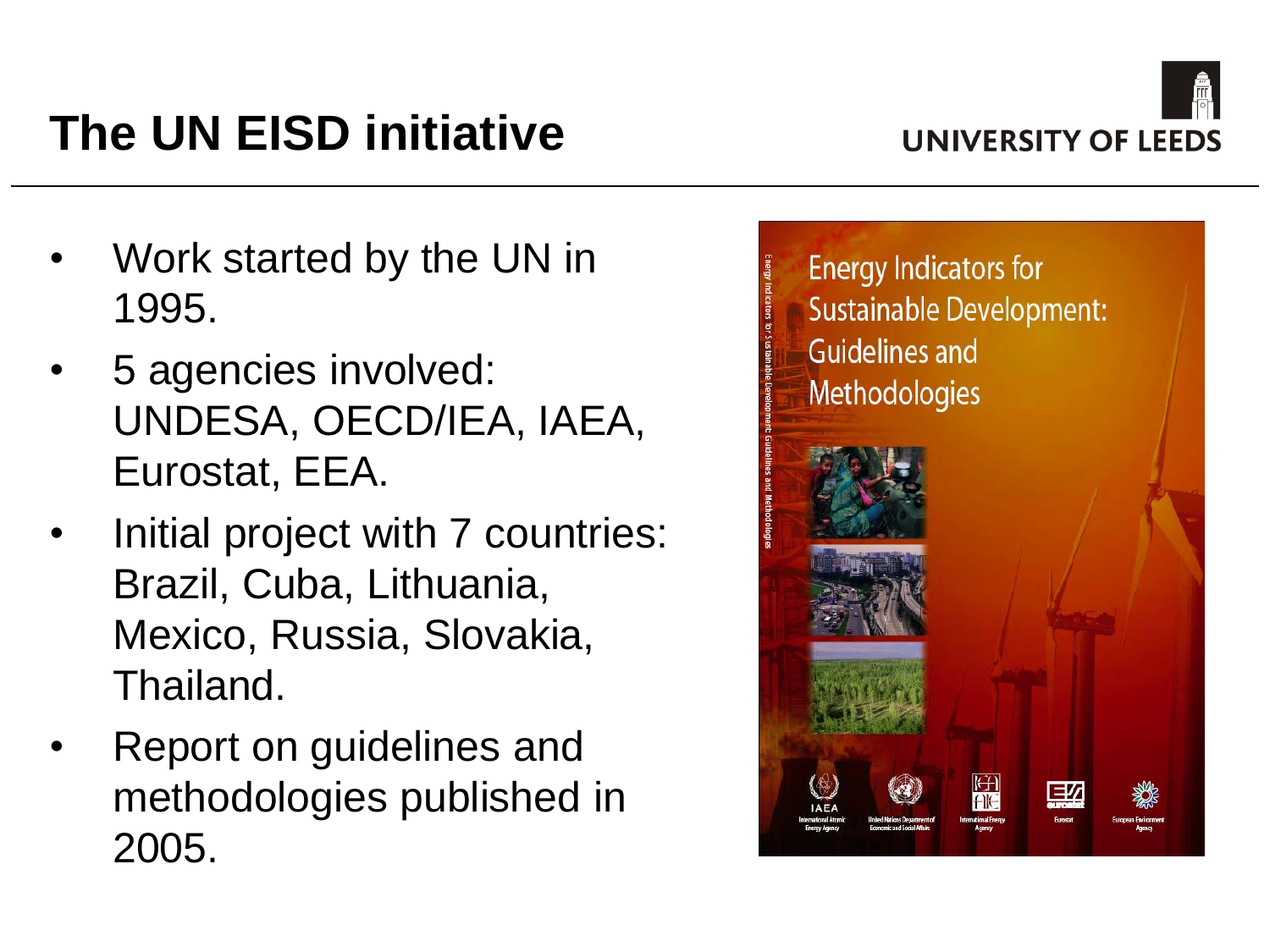# The UN EISD initiative

- Work started by the UN in 1995.
- 5 agencies involved: UNDESA, OECD/IEA, IAEA, Eurostat, EEA.
- Initial project with 7 countries: Brazil, Cuba, Lithuania, Mexico, Russia, Slovakia, Thailand.
- Report on guidelines and methodologies published in 2005.

Energy Indicators for Sustainable Development: Guidelines and Methodologies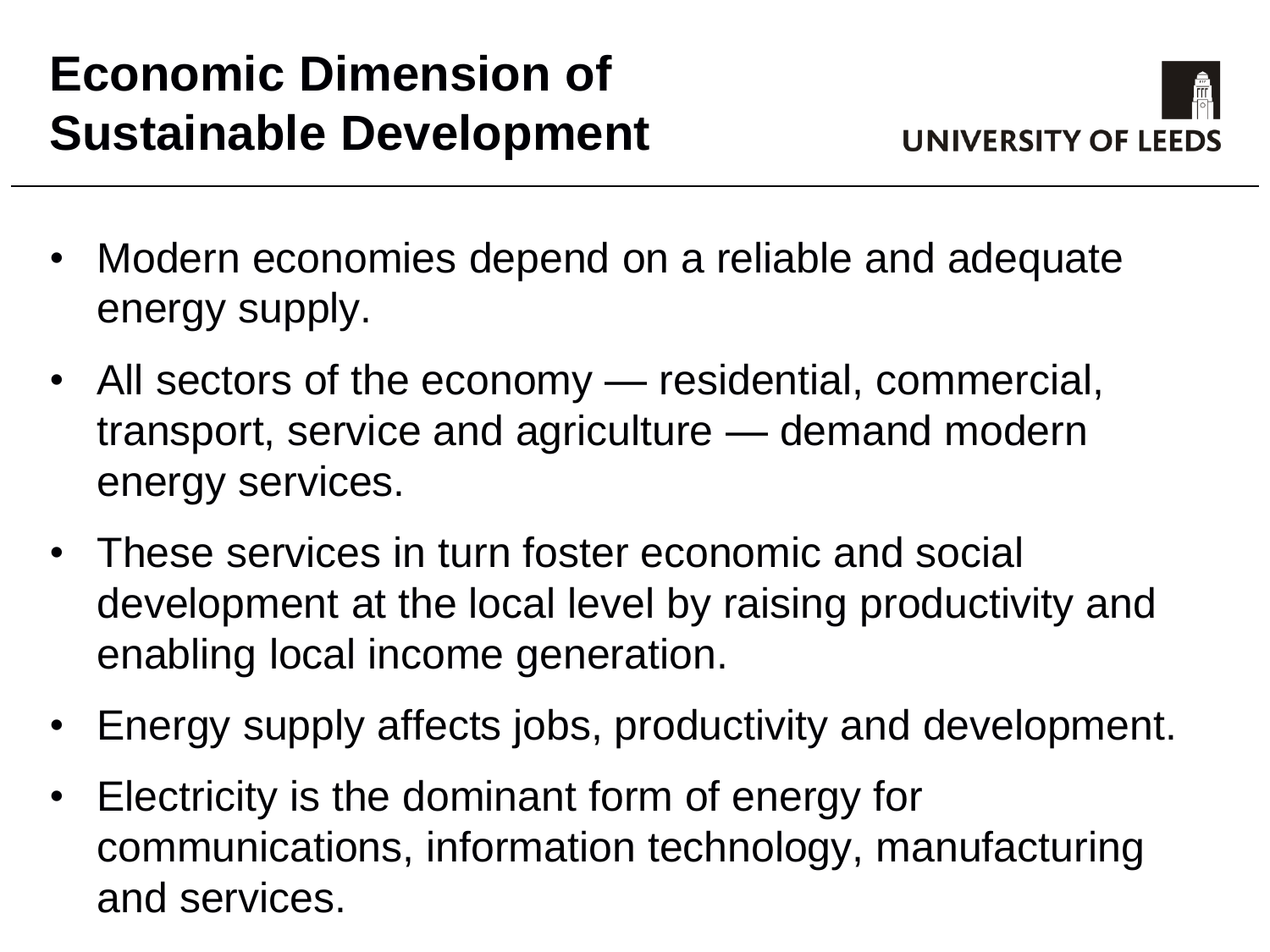# Economic Dimension of Sustainable Development

- Modern economies depend on a reliable and adequate energy supply.
- All sectors of the economy — residential, commercial, transport, service and agriculture — demand modern energy services.
- These services in turn foster economic and social development at the local level by raising productivity and enabling local income generation.
- Energy supply affects jobs, productivity and development.
- Electricity is the dominant form of energy for communications, information technology, manufacturing and services.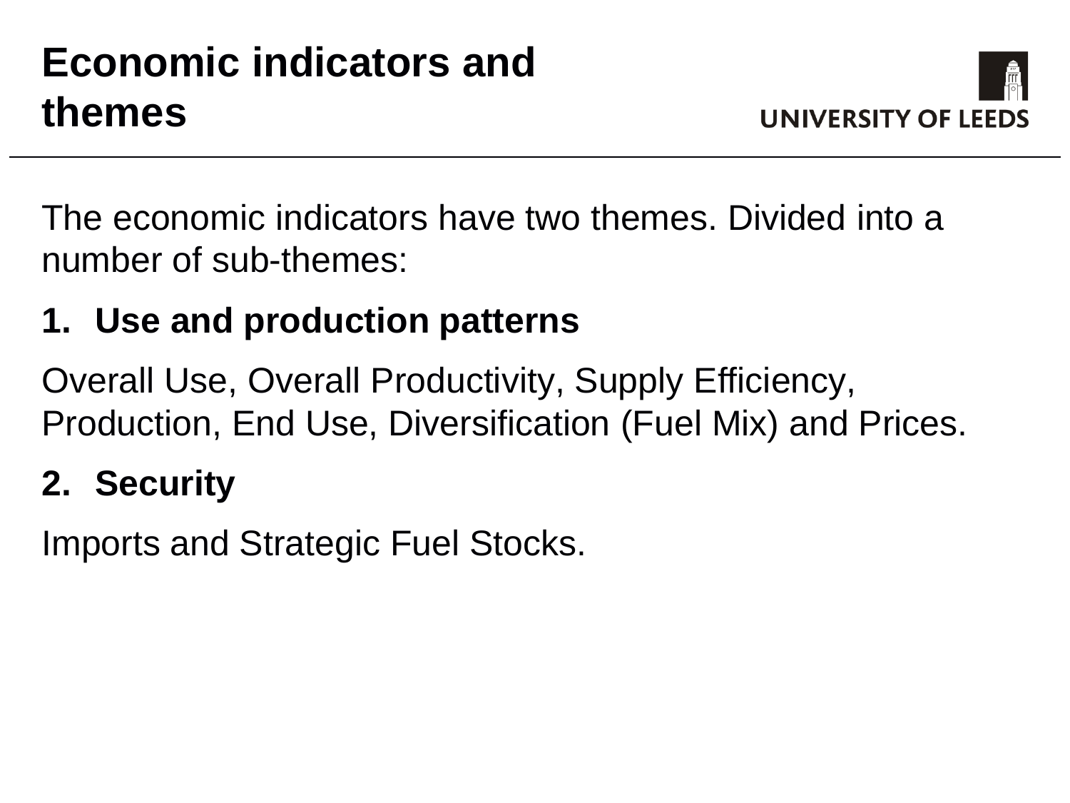# Economic indicators and themes

The economic indicators have two themes. Divided into a number of sub-themes:

1. **Use and production patterns**

Overall Use, Overall Productivity, Supply Efficiency, Production, End Use, Diversification (Fuel Mix) and Prices.

2. **Security**

Imports and Strategic Fuel Stocks.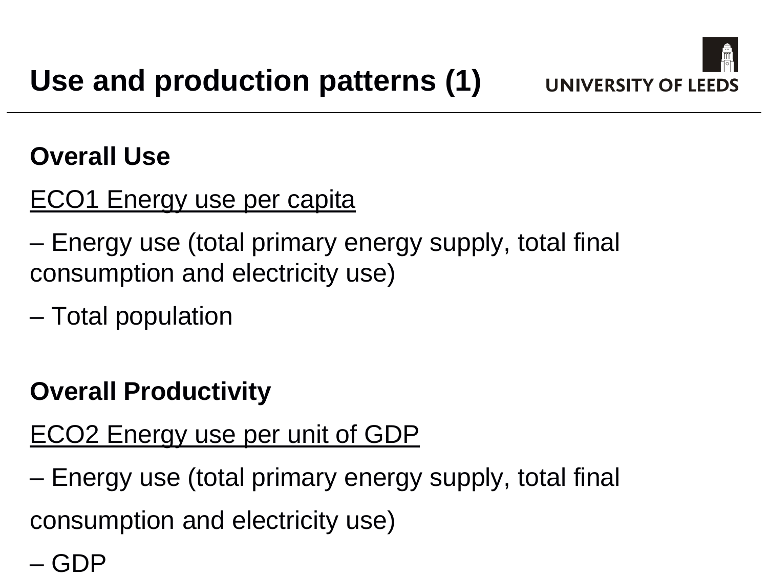# Use and production patterns (1)

**Overall Use**

<u>ECO1 Energy use per capita</u>

– Energy use (total primary energy supply, total final consumption and electricity use)

– Total population

**Overall Productivity**

<u>ECO2 Energy use per unit of GDP</u>

– Energy use (total primary energy supply, total final consumption and electricity use)

– GDP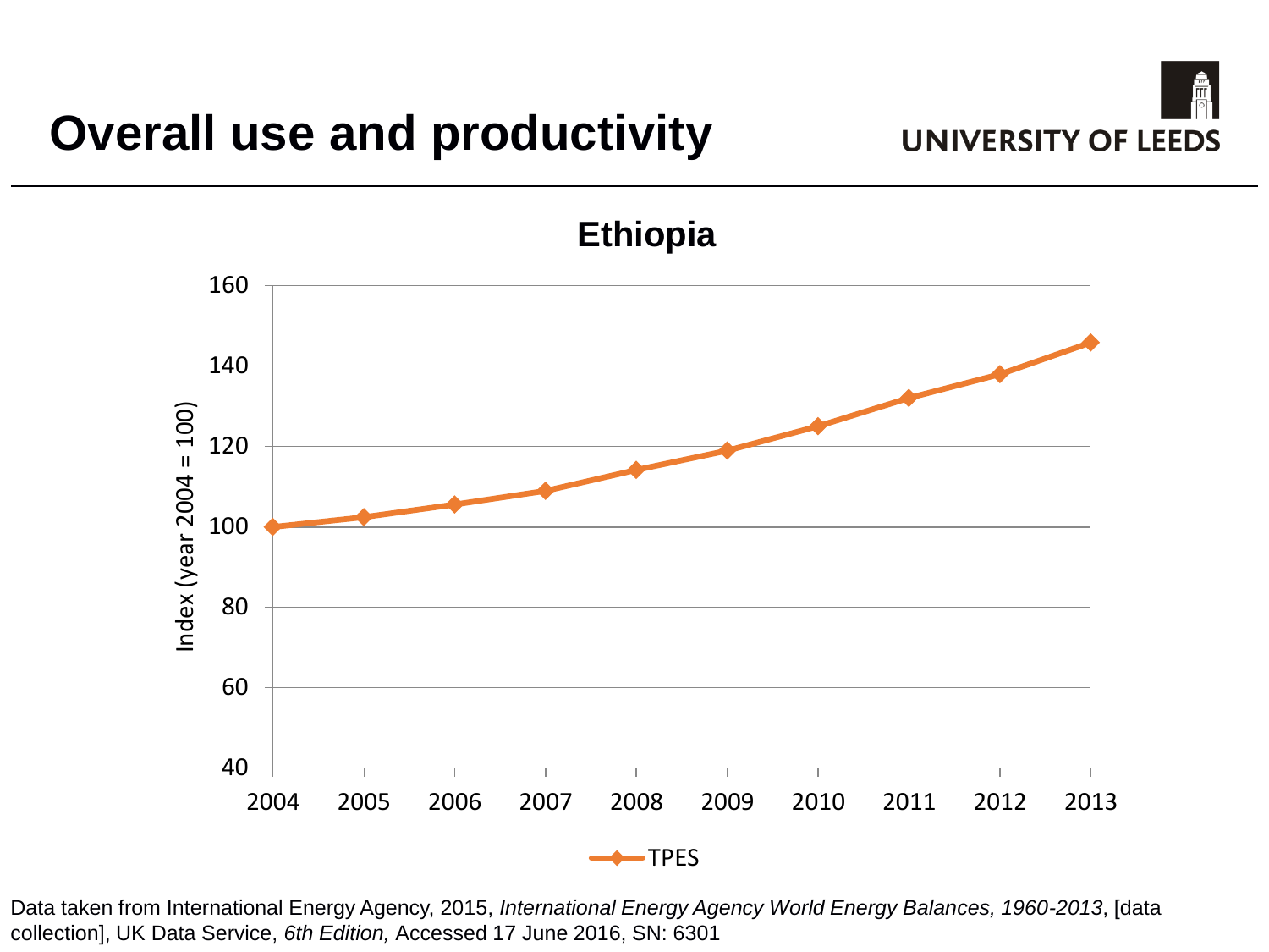# Overall use and productivity

UNIVERSITY OF LEEDS

**Ethiopia**

Index (year 2004 = 100)

160
140
120
100
80
60
40

2004 2005 2006 2007 2008 2009 2010 2011 2012 2013

TPES

Data taken from International Energy Agency, 2015, *International Energy Agency World Energy Balances, 1960-2013*, [data collection], UK Data Service, *6th Edition,* Accessed 17 June 2016, SN: 6301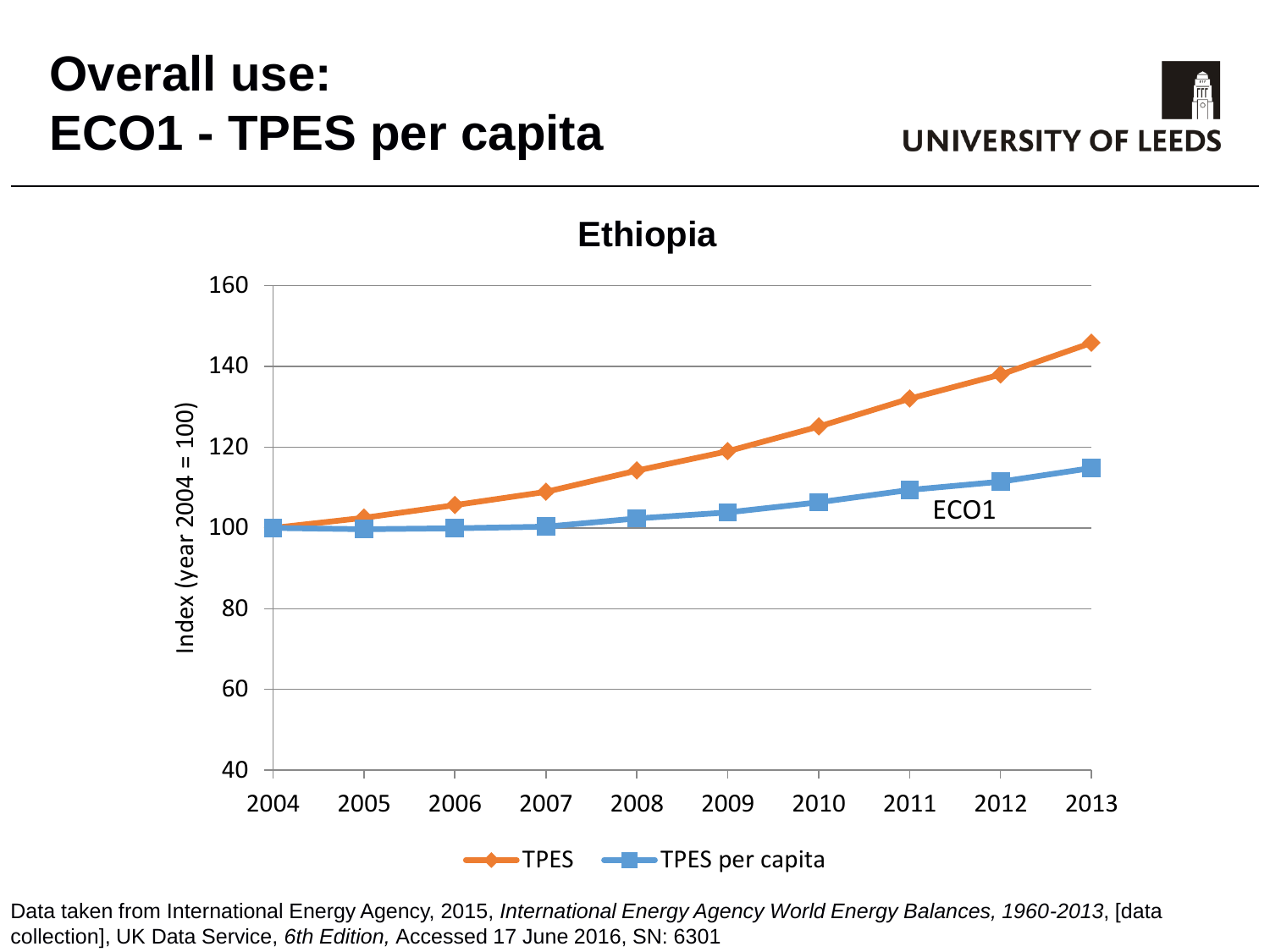# Overall use:
# ECO1 - TPES per capita

UNIVERSITY OF LEEDS

**Ethiopia**

Index (year 2004 = 100)

160
140
120
100
80
60
40

2004 2005 2006 2007 2008 2009 2010 2011 2012 2013

ECO1

TPES — TPES per capita

Data taken from International Energy Agency, 2015, *International Energy Agency World Energy Balances, 1960-2013*, [data collection], UK Data Service, *6th Edition,* Accessed 17 June 2016, SN: 6301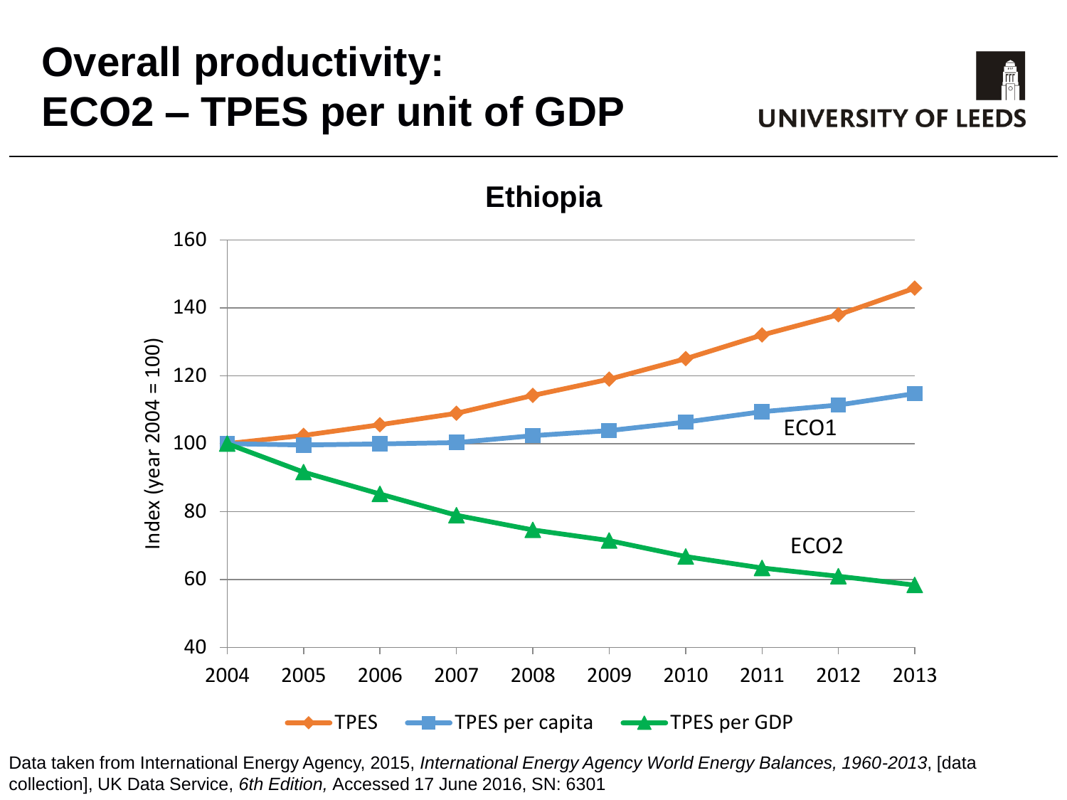# Overall productivity: ECO2 – TPES per unit of GDP

UNIVERSITY OF LEEDS

**Ethiopia**

Index (year 2004 = 100)

160
140
120
100
80
60
40

2004 2005 2006 2007 2008 2009 2010 2011 2012 2013

ECO1

ECO2

TPES — TPES per capita — TPES per GDP

Data taken from International Energy Agency, 2015, *International Energy Agency World Energy Balances, 1960-2013*, [data collection], UK Data Service, *6th Edition,* Accessed 17 June 2016, SN: 6301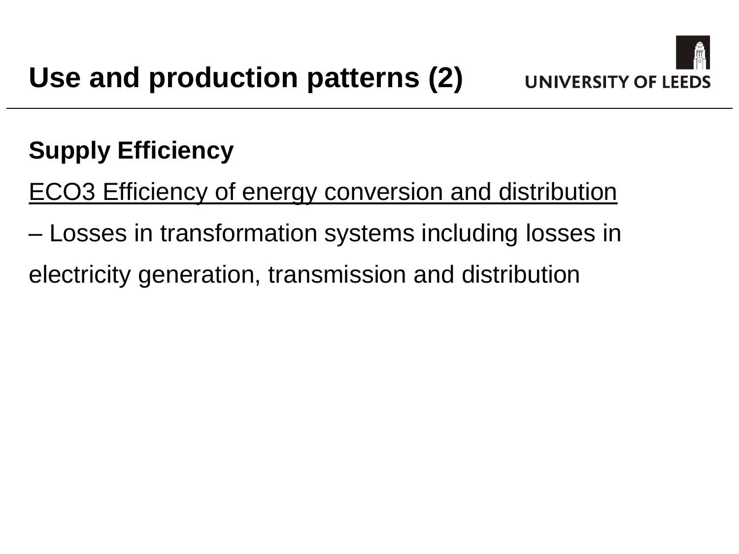# Use and production patterns (2)

**Supply Efficiency**

ECO3 Efficiency of energy conversion and distribution

– Losses in transformation systems including losses in electricity generation, transmission and distribution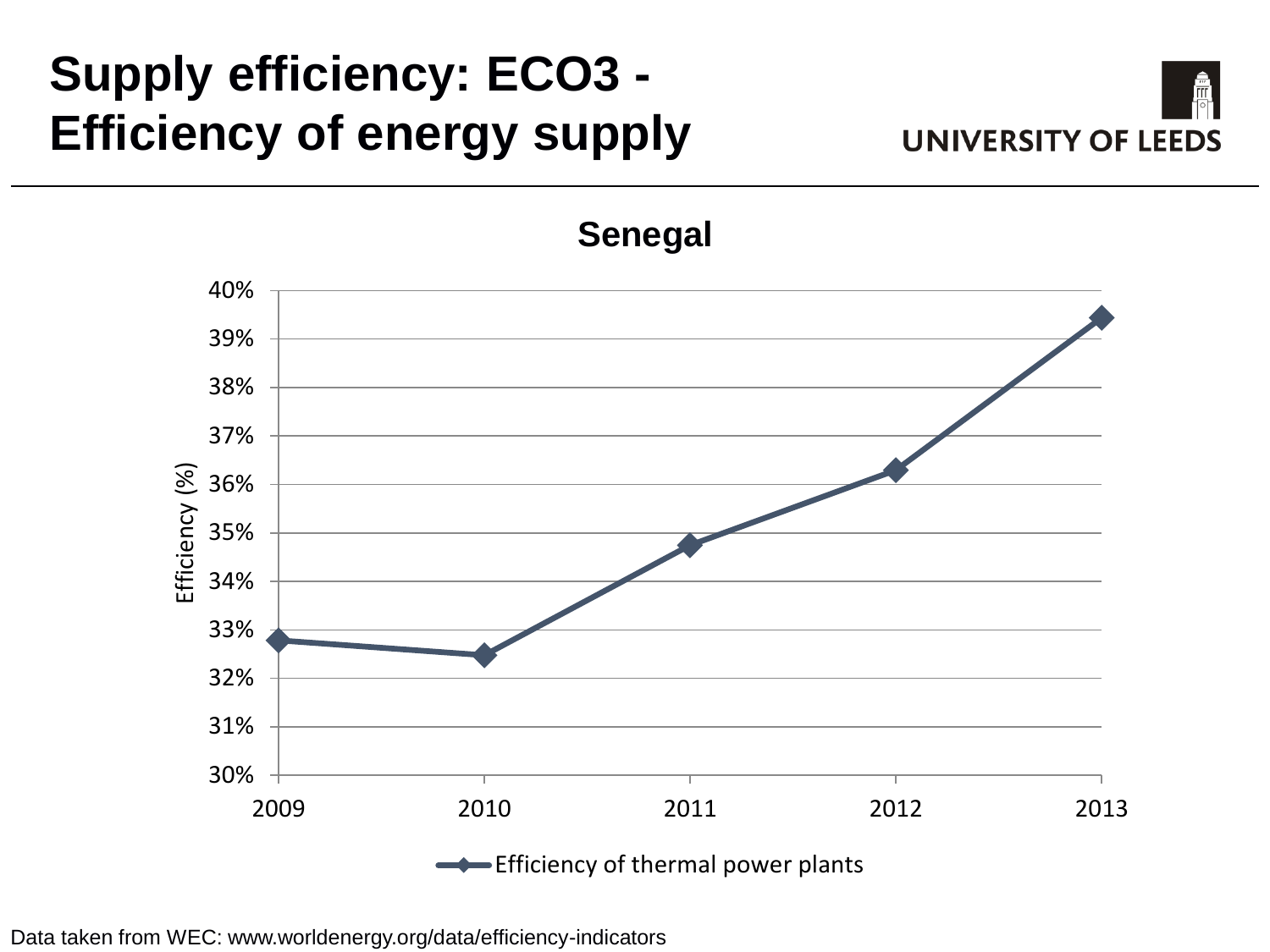# Supply efficiency: ECO3 - Efficiency of energy supply

## Senegal

Efficiency (%)

40%
39%
38%
37%
36%
35%
34%
33%
32%
31%
30%

2009 2010 2011 2012 2013

Efficiency of thermal power plants

Data taken from WEC: www.worldenergy.org/data/efficiency-indicators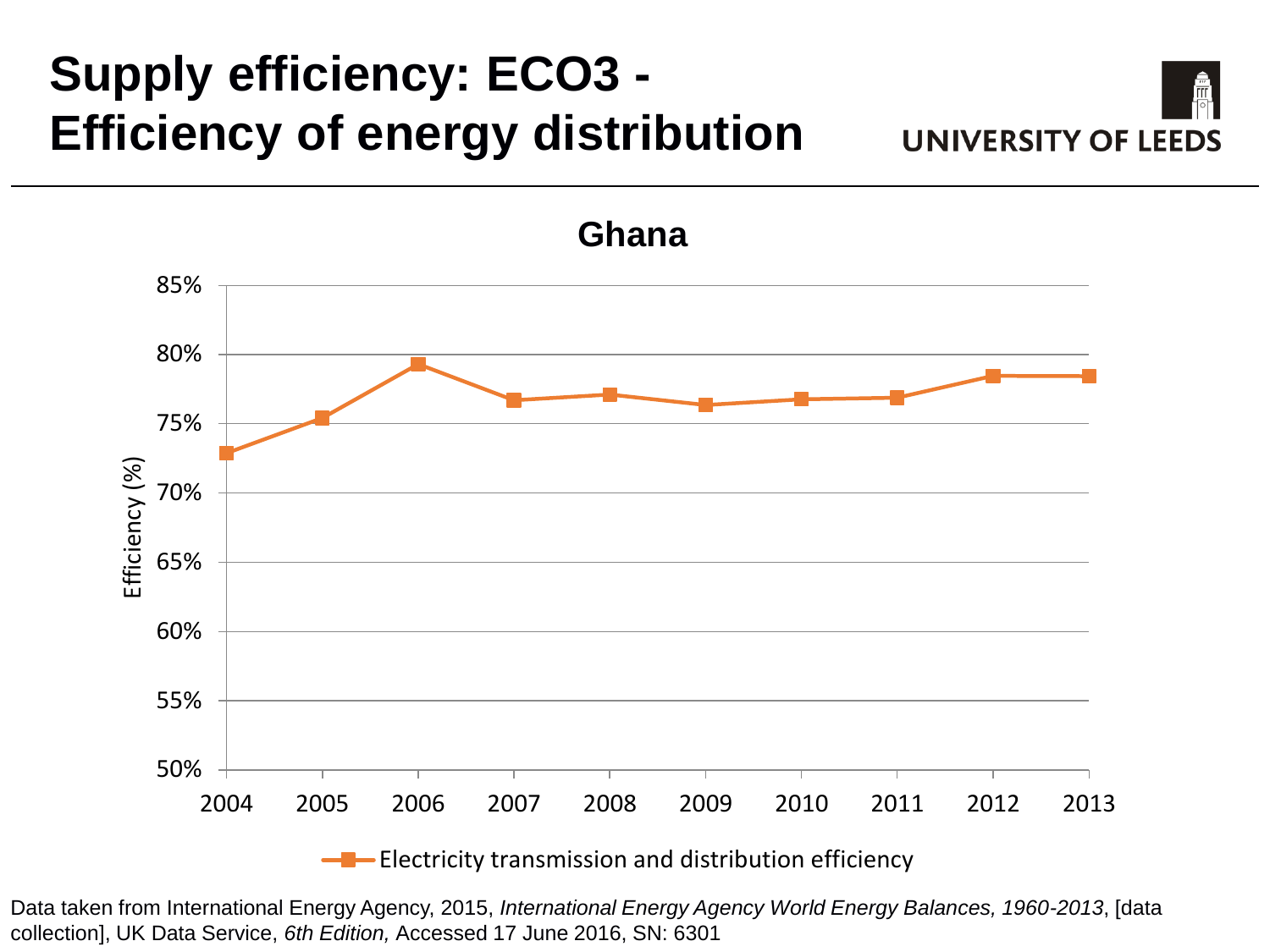# Supply efficiency: ECO3 - Efficiency of energy distribution

UNIVERSITY OF LEEDS

**Ghana**

Efficiency (%)

85%
80%
75%
70%
65%
60%
55%
50%

2004 2005 2006 2007 2008 2009 2010 2011 2012 2013

Electricity transmission and distribution efficiency

Data taken from International Energy Agency, 2015, *International Energy Agency World Energy Balances, 1960-2013*, [data collection], UK Data Service, *6th Edition,* Accessed 17 June 2016, SN: 6301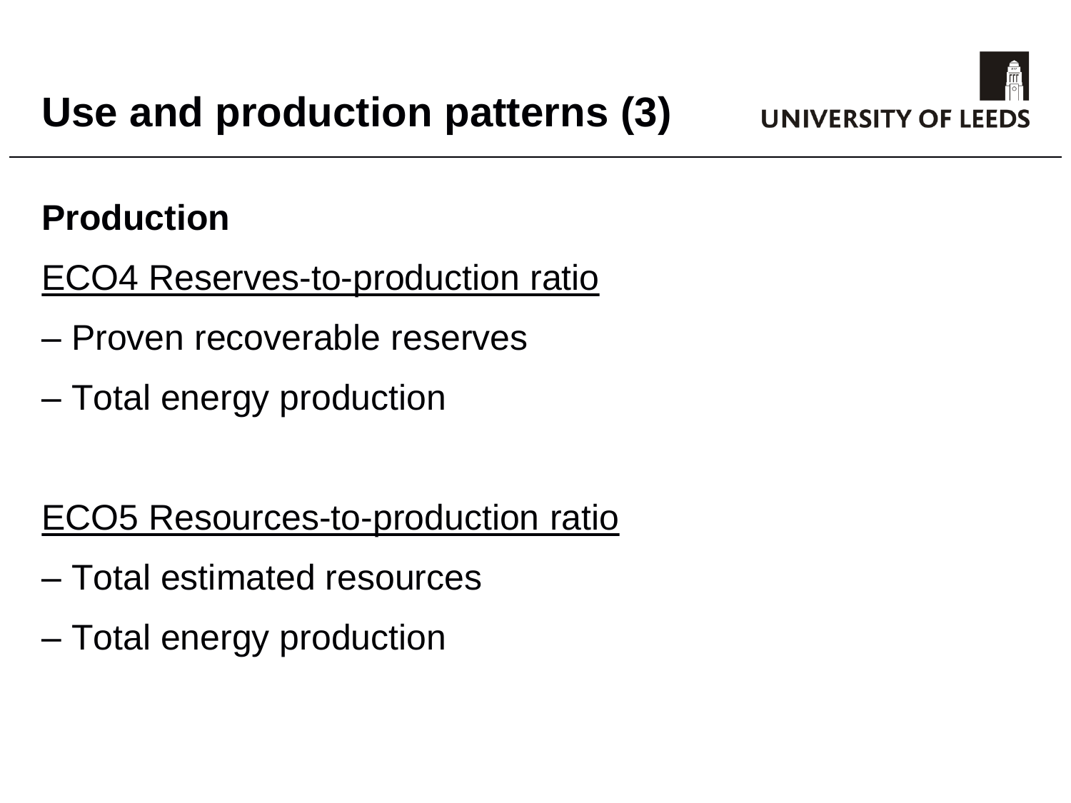# Use and production patterns (3)

**Production**

ECO4 Reserves-to-production ratio

– Proven recoverable reserves

– Total energy production

ECO5 Resources-to-production ratio

– Total estimated resources

– Total energy production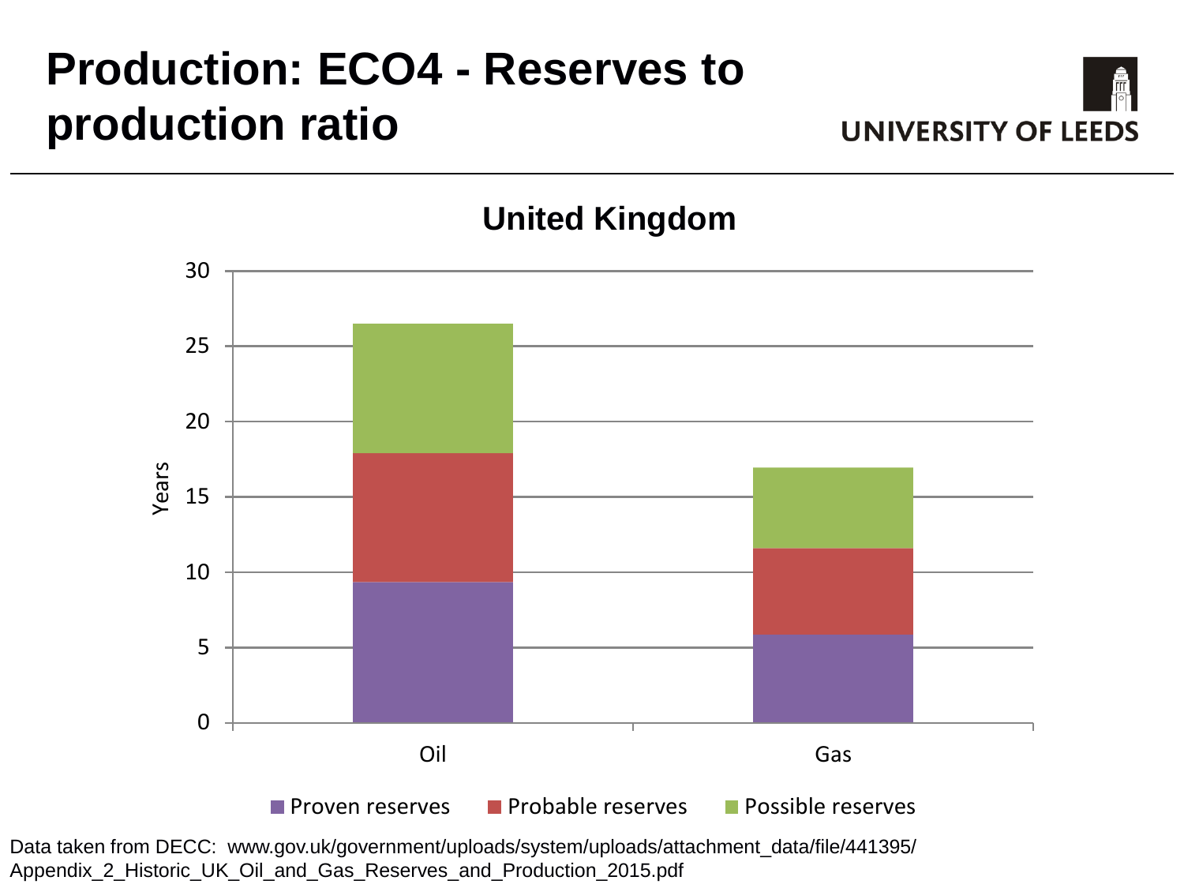# Production: ECO4 - Reserves to production ratio

**United Kingdom**

Years

Oil, Gas

Proven reserves | Probable reserves | Possible reserves

Data taken from DECC: www.gov.uk/government/uploads/system/uploads/attachment_data/file/441395/Appendix_2_Historic_UK_Oil_and_Gas_Reserves_and_Production_2015.pdf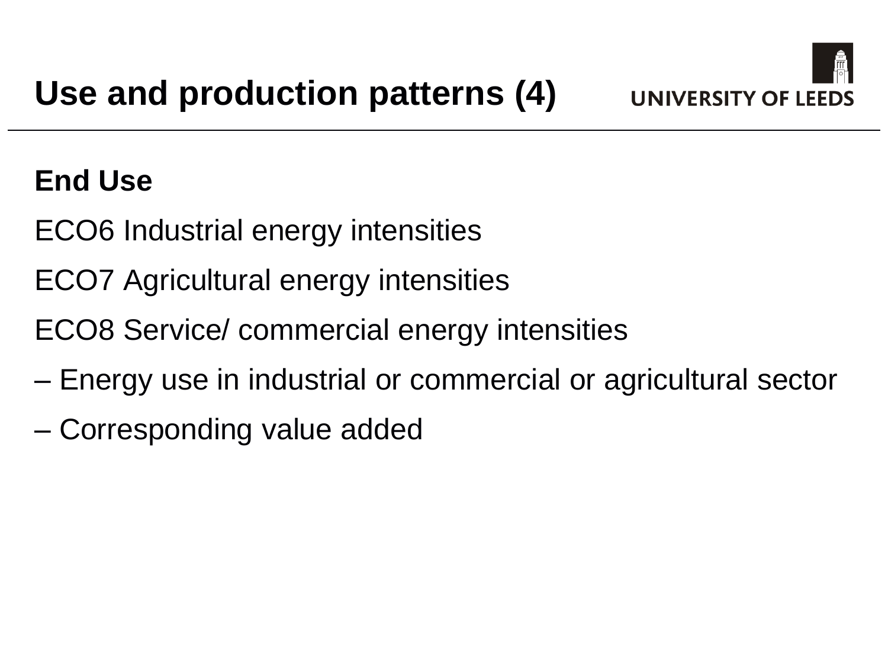# Use and production patterns (4)

**End Use**

ECO6 Industrial energy intensities

ECO7 Agricultural energy intensities

ECO8 Service/ commercial energy intensities

– Energy use in industrial or commercial or agricultural sector

– Corresponding value added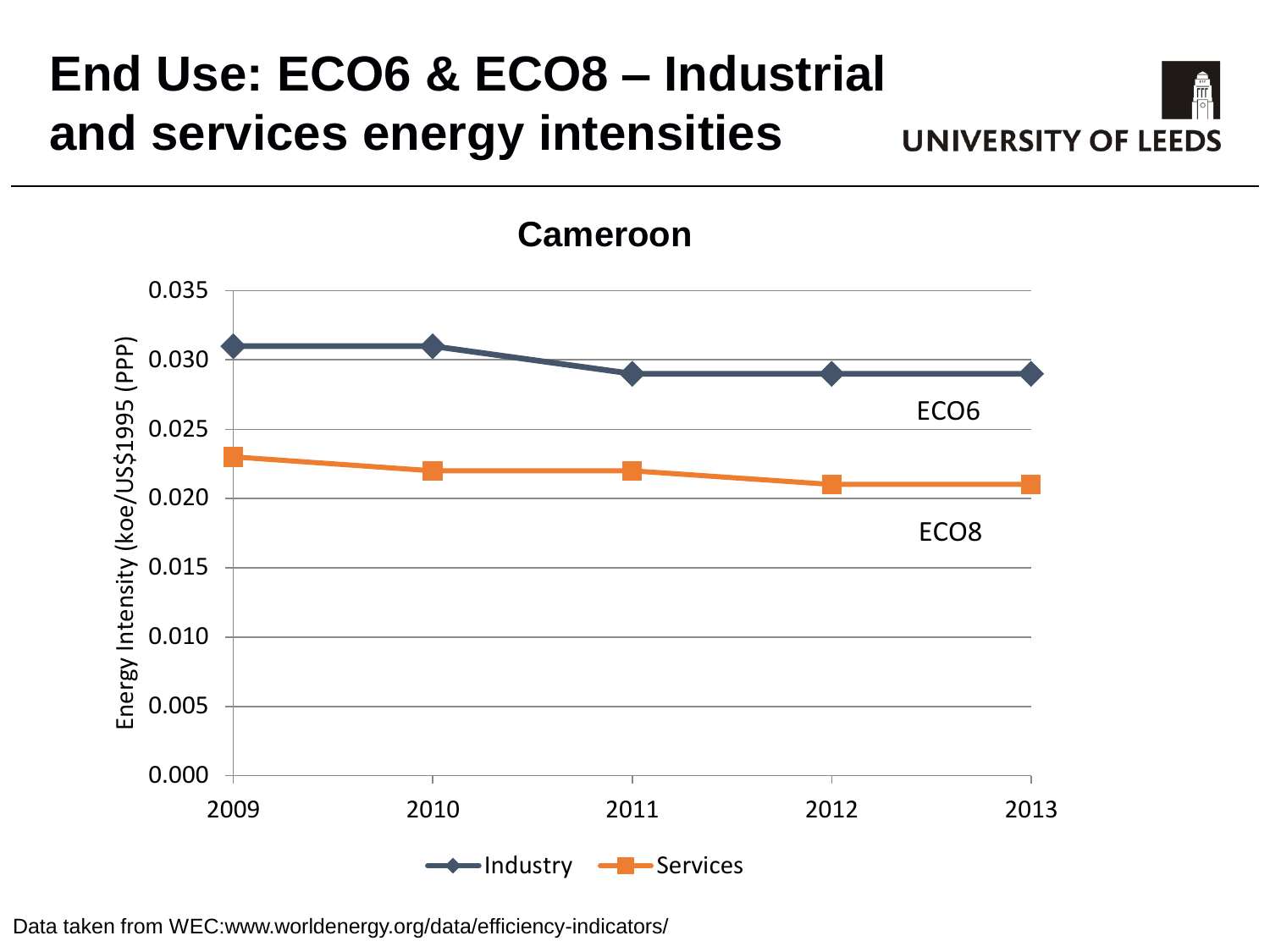# End Use: ECO6 & ECO8 – Industrial and services energy intensities

UNIVERSITY OF LEEDS

**Cameroon**

| Year | Industry (ECO6) | Services (ECO8) |
|---|---|---|
| 2009 | 0.031 | 0.023 |
| 2010 | 0.031 | 0.022 |
| 2011 | 0.029 | 0.022 |
| 2012 | 0.029 | 0.021 |
| 2013 | 0.029 | 0.021 |

Energy Intensity (koe/US$1995 (PPP))

Data taken from WEC:www.worldenergy.org/data/efficiency-indicators/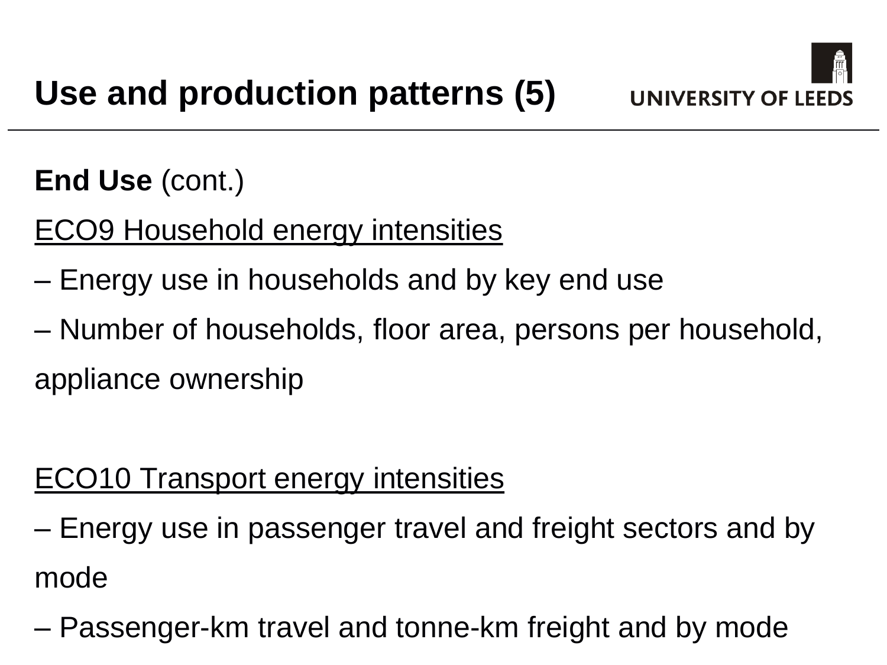# Use and production patterns (5)

**End Use** (cont.)

ECO9 Household energy intensities

– Energy use in households and by key end use

– Number of households, floor area, persons per household, appliance ownership

ECO10 Transport energy intensities

– Energy use in passenger travel and freight sectors and by mode

– Passenger-km travel and tonne-km freight and by mode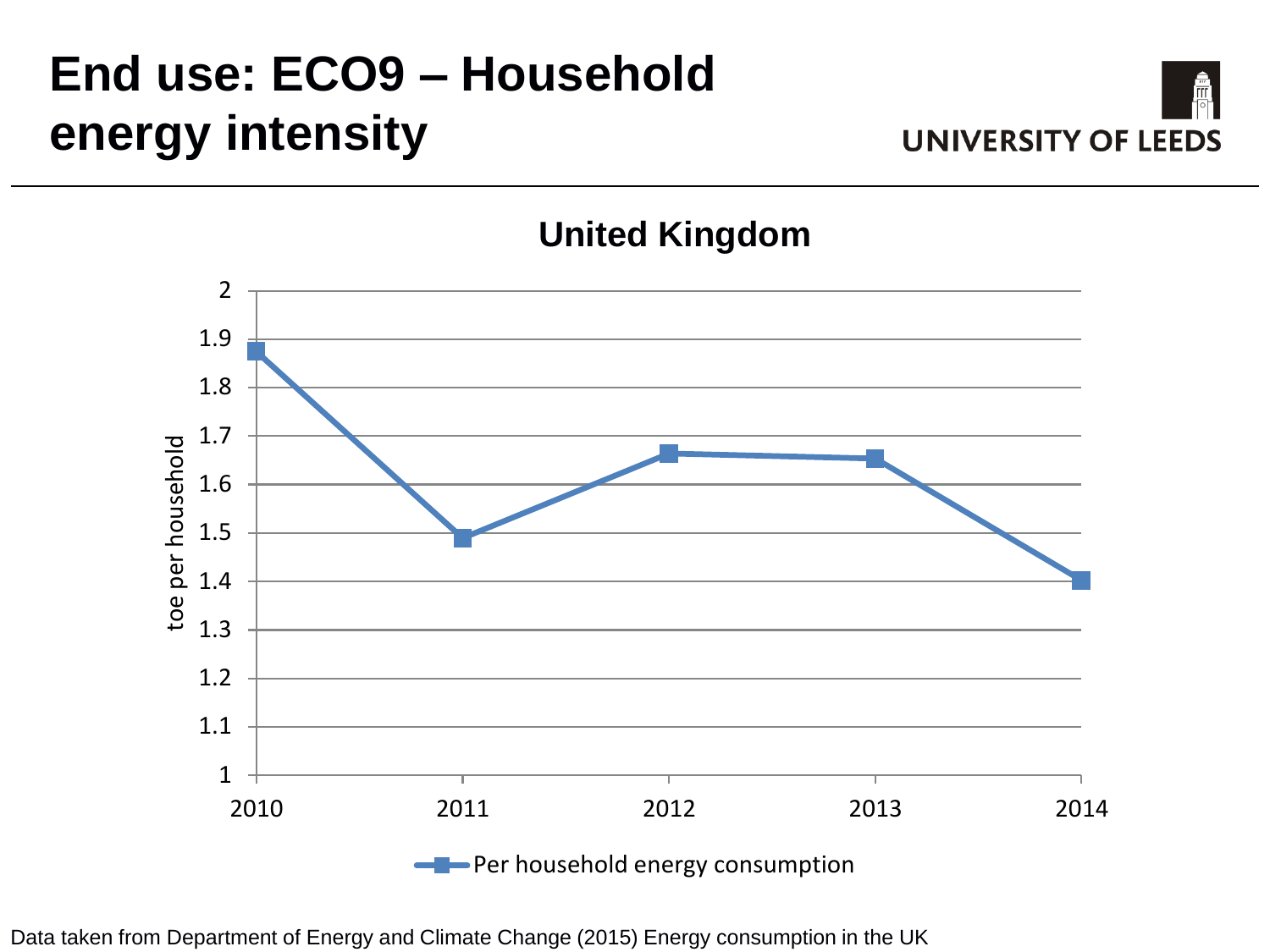# End use: ECO9 – Household energy intensity

## United Kingdom

| Year | Per household energy consumption (toe per household) |
|---|---|
| 2010 | 1.87 |
| 2011 | 1.49 |
| 2012 | 1.66 |
| 2013 | 1.65 |
| 2014 | 1.40 |

Data taken from Department of Energy and Climate Change (2015) Energy consumption in the UK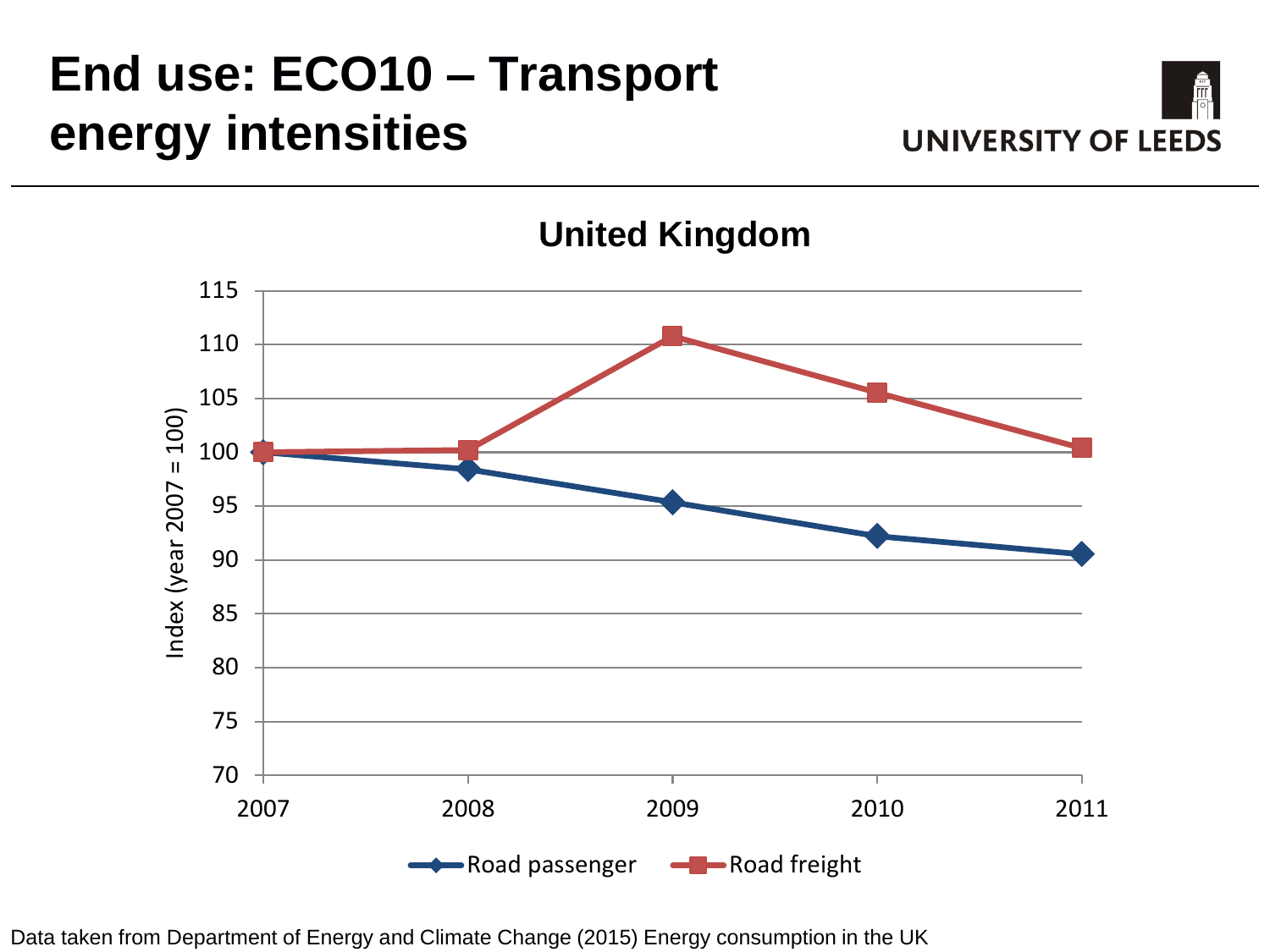# End use: ECO10 – Transport energy intensities

UNIVERSITY OF LEEDS

**United Kingdom**

Index (year 2007 = 100)

| Year | Road passenger | Road freight |
|---|---|---|
| 2007 | 100 | 100 |
| 2008 | 98.4 | 100.2 |
| 2009 | 95.4 | 110.8 |
| 2010 | 92.2 | 105.5 |
| 2011 | 90.6 | 100.4 |

Data taken from Department of Energy and Climate Change (2015) Energy consumption in the UK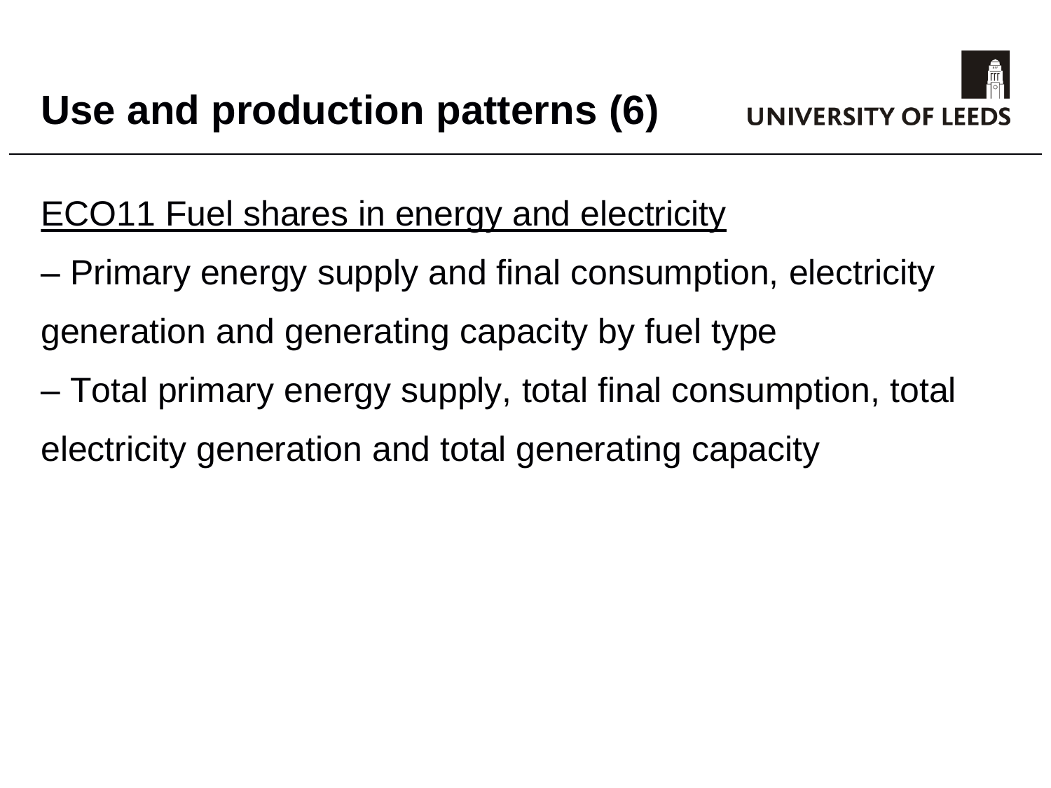# Use and production patterns (6)

ECO11 Fuel shares in energy and electricity

– Primary energy supply and final consumption, electricity generation and generating capacity by fuel type

– Total primary energy supply, total final consumption, total electricity generation and total generating capacity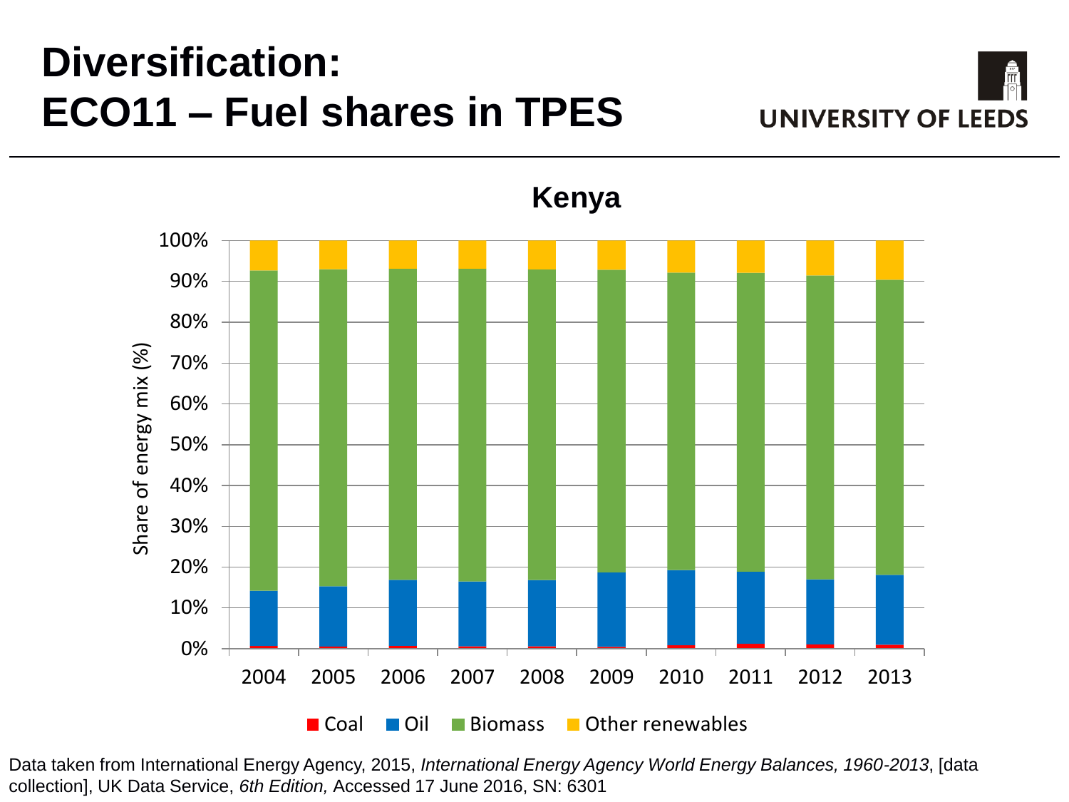# Diversification:
# ECO11 – Fuel shares in TPES

UNIVERSITY OF LEEDS

**Kenya**

Share of energy mix (%)

100%
90%
80%
70%
60%
50%
40%
30%
20%
10%
0%

2004 2005 2006 2007 2008 2009 2010 2011 2012 2013

Coal | Oil | Biomass | Other renewables

Data taken from International Energy Agency, 2015, *International Energy Agency World Energy Balances, 1960-2013*, [data collection], UK Data Service, *6th Edition,* Accessed 17 June 2016, SN: 6301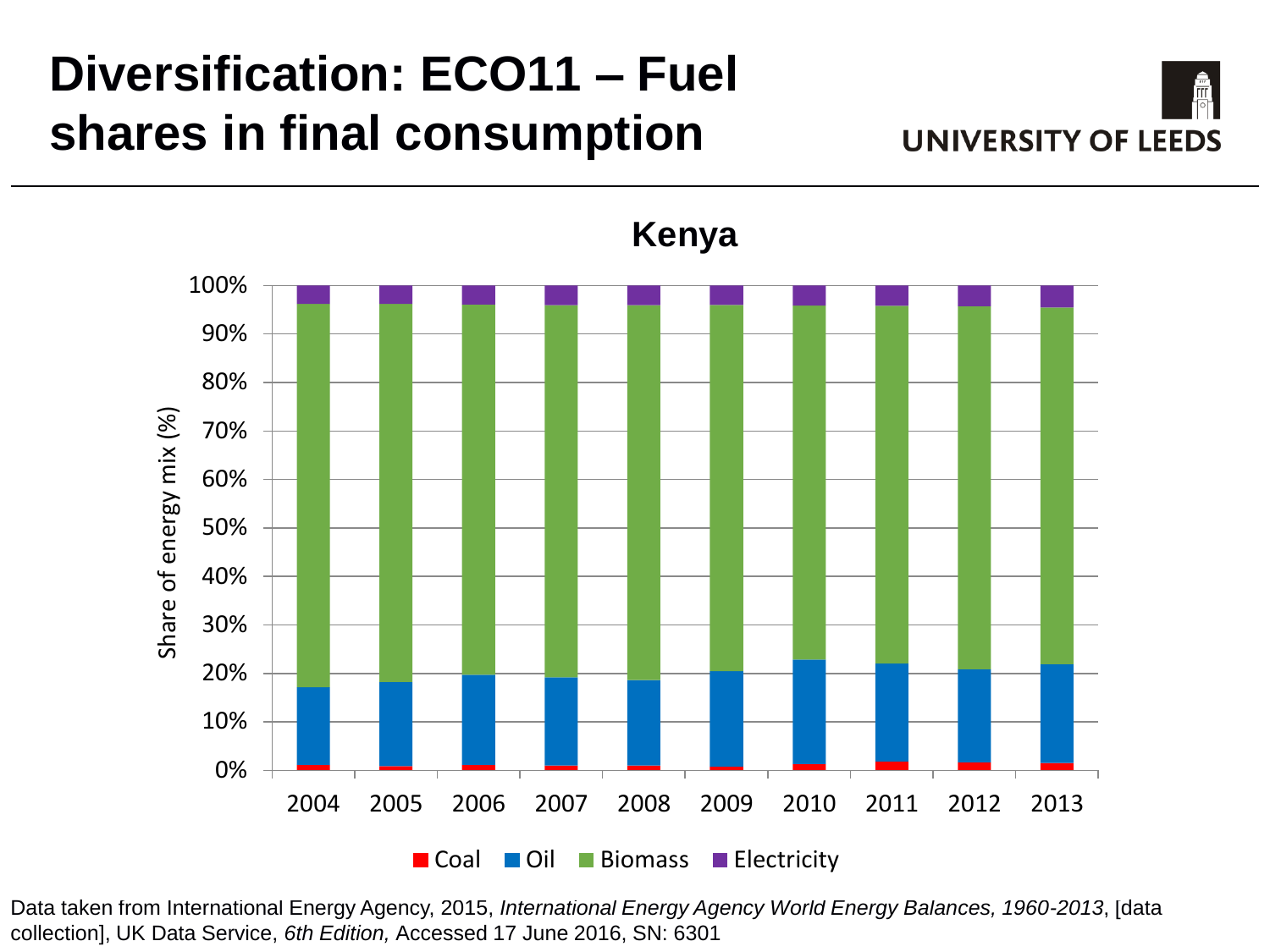# Diversification: ECO11 – Fuel shares in final consumption

UNIVERSITY OF LEEDS

**Kenya**

Share of energy mix (%)

100%
90%
80%
70%
60%
50%
40%
30%
20%
10%
0%

2004 2005 2006 2007 2008 2009 2010 2011 2012 2013

Coal Oil Biomass Electricity

Data taken from International Energy Agency, 2015, *International Energy Agency World Energy Balances, 1960-2013*, [data collection], UK Data Service, *6th Edition,* Accessed 17 June 2016, SN: 6301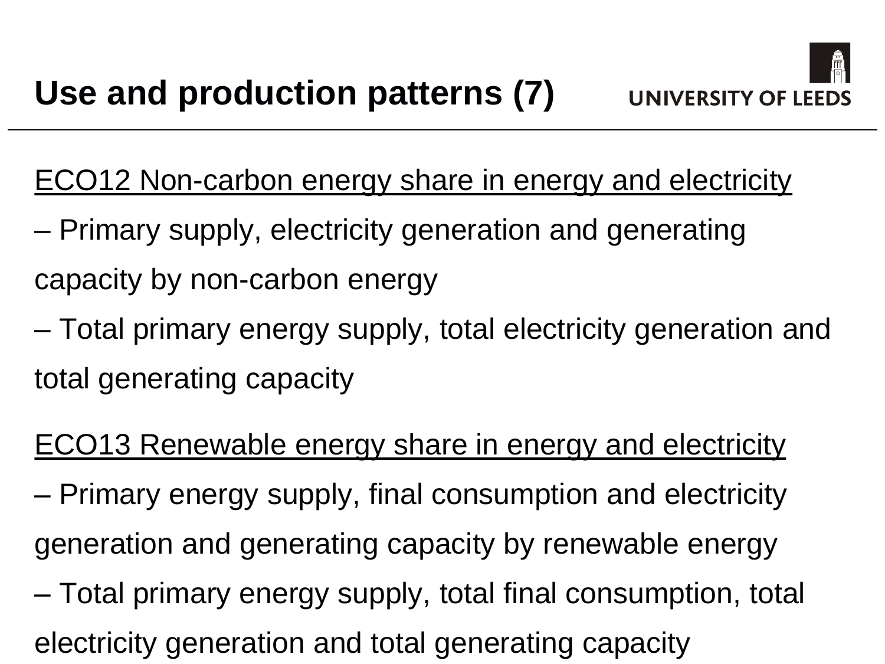# Use and production patterns (7)

ECO12 Non-carbon energy share in energy and electricity

– Primary supply, electricity generation and generating capacity by non-carbon energy

– Total primary energy supply, total electricity generation and total generating capacity

ECO13 Renewable energy share in energy and electricity

– Primary energy supply, final consumption and electricity generation and generating capacity by renewable energy

– Total primary energy supply, total final consumption, total electricity generation and total generating capacity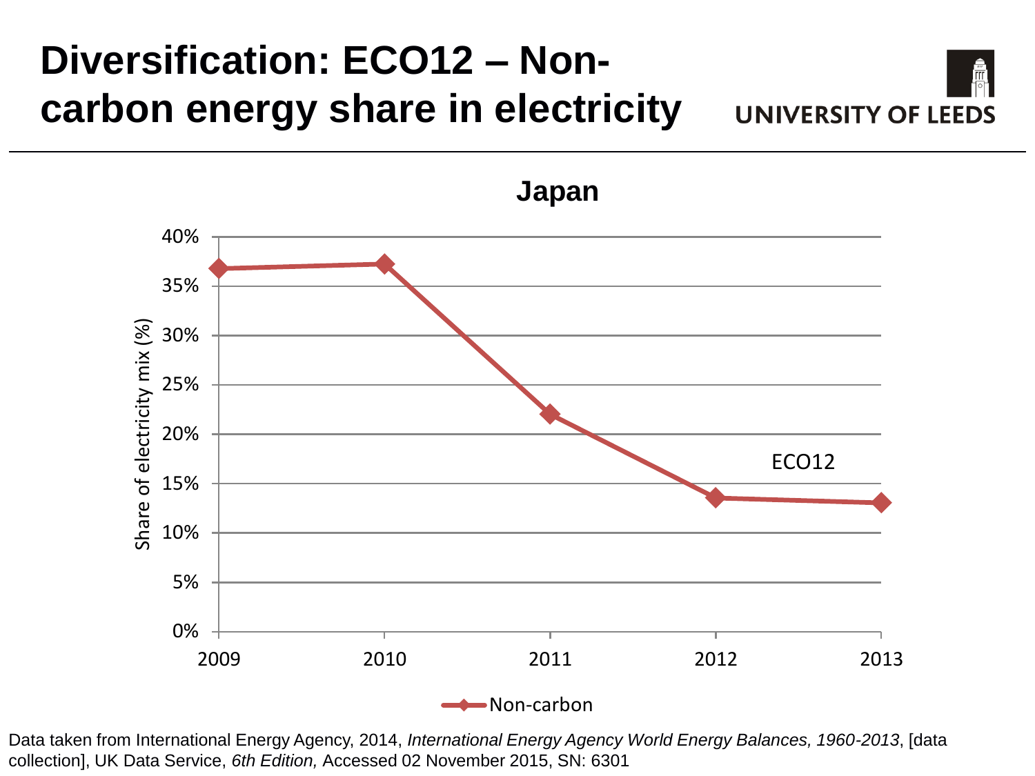# Diversification: ECO12 – Non-carbon energy share in electricity

UNIVERSITY OF LEEDS

**Japan**

| Year | Non-carbon share of electricity mix (%) |
|---|---|
| 2009 | ~37% |
| 2010 | ~37% |
| 2011 | ~22% |
| 2012 | ~14% |
| 2013 | ~13% |

Share of electricity mix (%)

ECO12

Non-carbon

Data taken from International Energy Agency, 2014, *International Energy Agency World Energy Balances, 1960-2013*, [data collection], UK Data Service, *6th Edition,* Accessed 02 November 2015, SN: 6301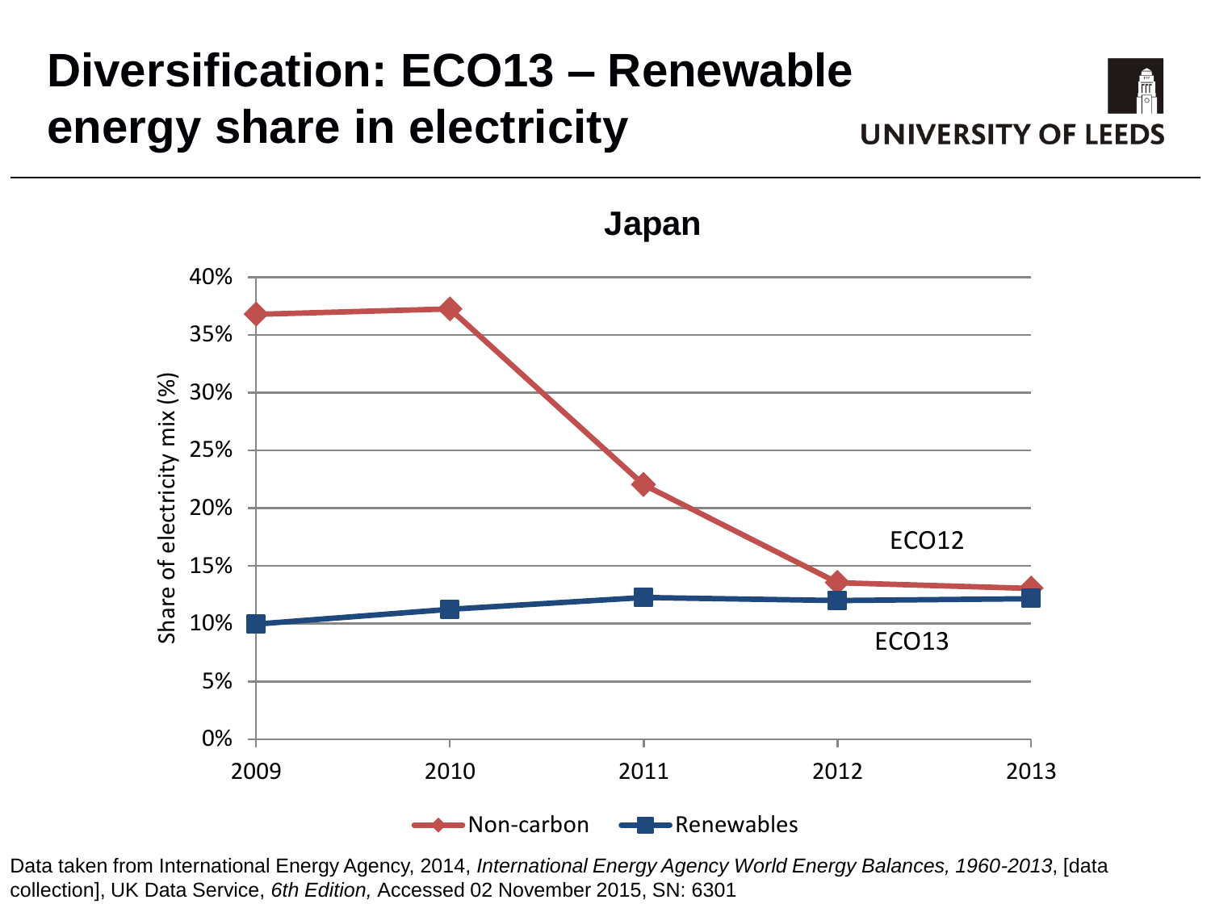# Diversification: ECO13 – Renewable energy share in electricity

**Japan**

Share of electricity mix (%)

40%
35%
30%
25%
20%
15%
10%
5%
0%

2009 2010 2011 2012 2013

ECO12

ECO13

Non-carbon Renewables

Data taken from International Energy Agency, 2014, *International Energy Agency World Energy Balances, 1960-2013*, [data collection], UK Data Service, *6th Edition,* Accessed 02 November 2015, SN: 6301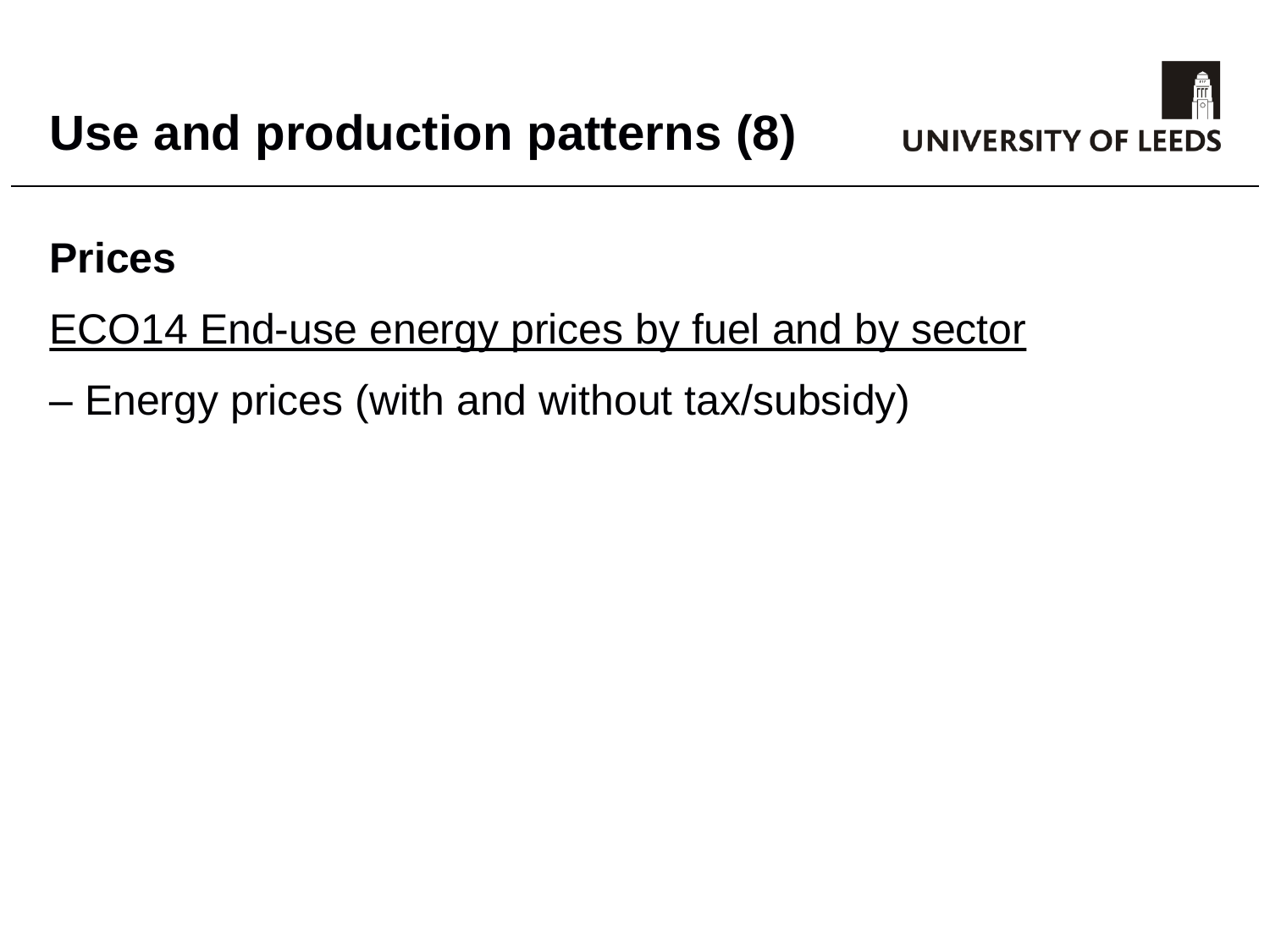# Use and production patterns (8)

**Prices**

ECO14 End-use energy prices by fuel and by sector

– Energy prices (with and without tax/subsidy)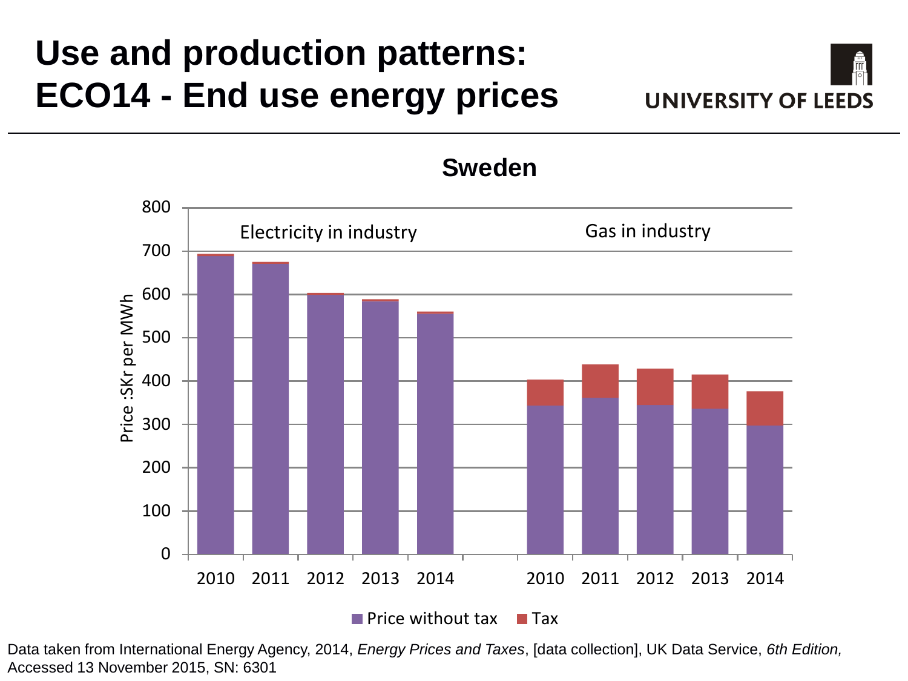# Use and production patterns: ECO14 - End use energy prices

## Sweden

Price :SKr per MWh

Electricity in industry

Gas in industry

Price without tax | Tax

Data taken from International Energy Agency, 2014, *Energy Prices and Taxes*, [data collection], UK Data Service, *6th Edition,* Accessed 13 November 2015, SN: 6301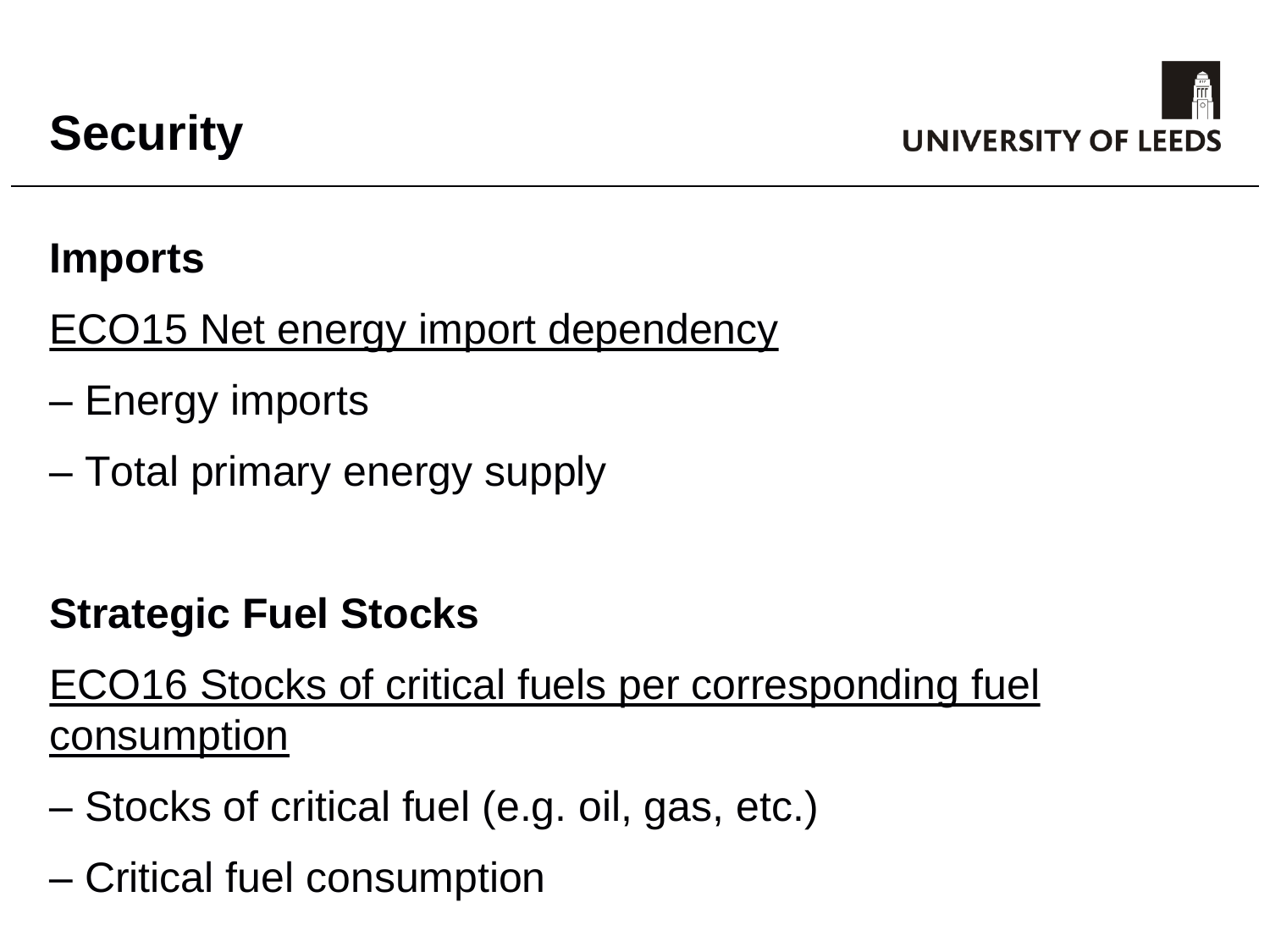# Security

**Imports**

ECO15 Net energy import dependency

– Energy imports

– Total primary energy supply

**Strategic Fuel Stocks**

ECO16 Stocks of critical fuels per corresponding fuel consumption

– Stocks of critical fuel (e.g. oil, gas, etc.)

– Critical fuel consumption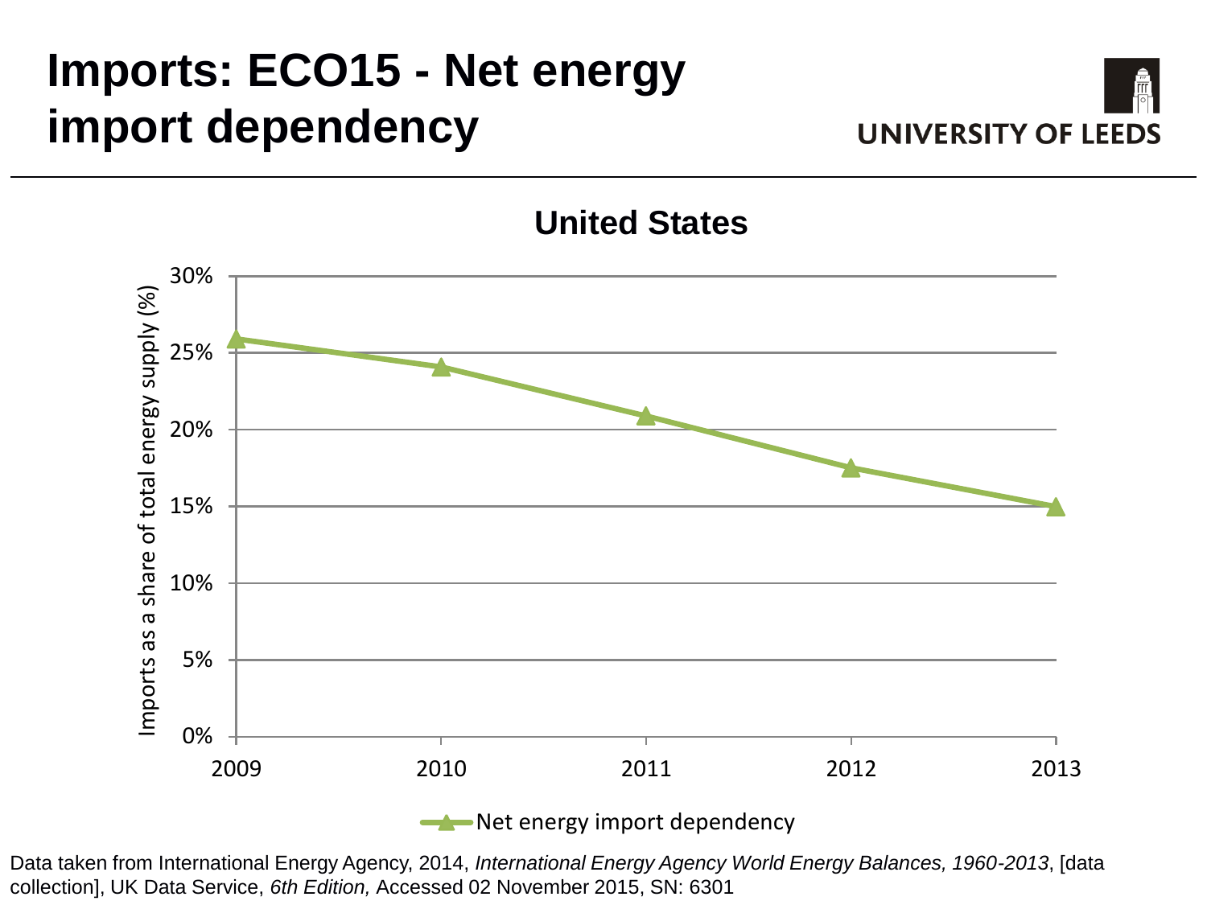# Imports: ECO15 - Net energy import dependency

UNIVERSITY OF LEEDS

**United States**

Imports as a share of total energy supply (%)

30%
25%
20%
15%
10%
5%
0%

2009 2010 2011 2012 2013

Net energy import dependency

Data taken from International Energy Agency, 2014, *International Energy Agency World Energy Balances, 1960-2013*, [data collection], UK Data Service, *6th Edition,* Accessed 02 November 2015, SN: 6301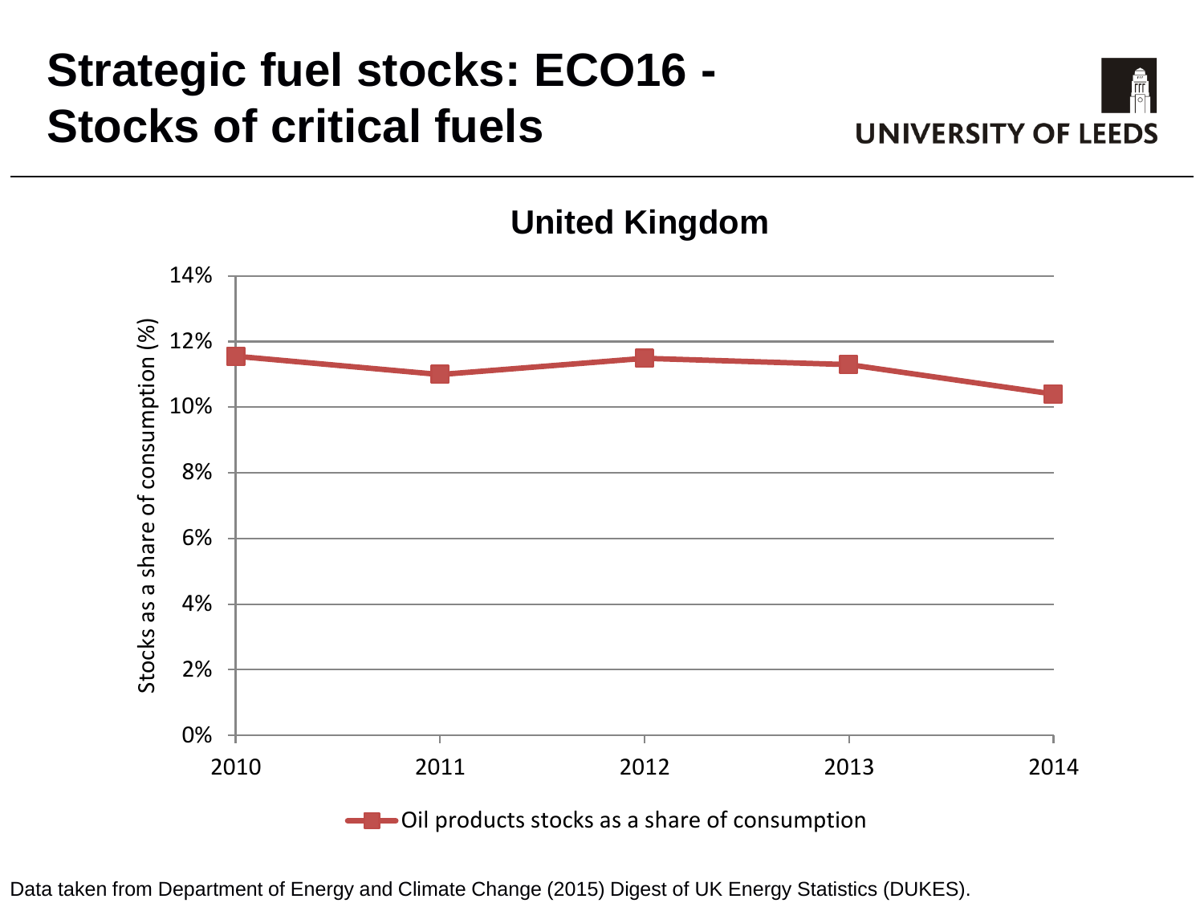# Strategic fuel stocks: ECO16 - Stocks of critical fuels

UNIVERSITY OF LEEDS

**United Kingdom**

Stocks as a share of consumption (%)

14%
12%
10%
8%
6%
4%
2%
0%

2010 2011 2012 2013 2014

Oil products stocks as a share of consumption

Data taken from Department of Energy and Climate Change (2015) Digest of UK Energy Statistics (DUKES).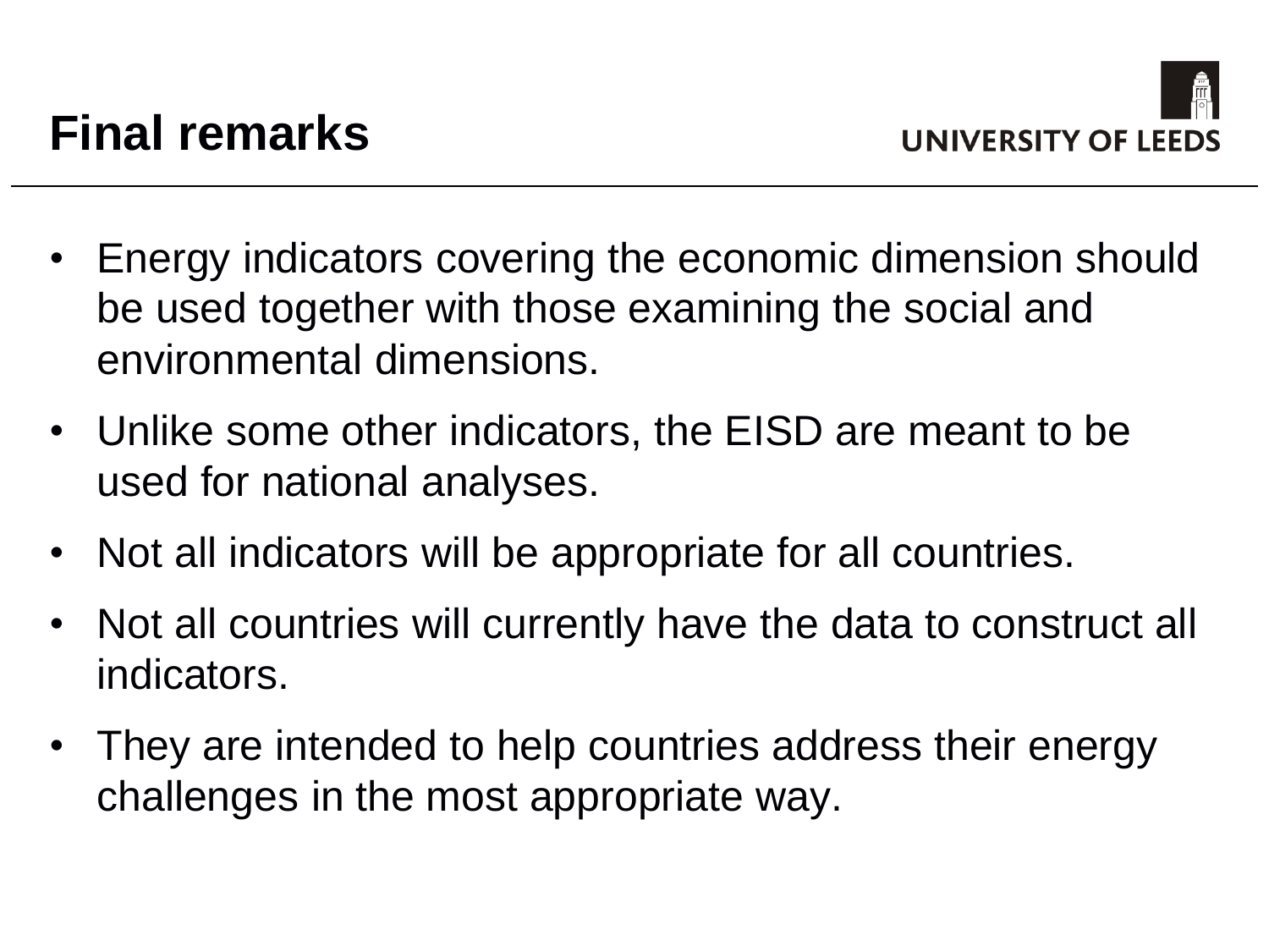# Final remarks

- Energy indicators covering the economic dimension should be used together with those examining the social and environmental dimensions.
- Unlike some other indicators, the EISD are meant to be used for national analyses.
- Not all indicators will be appropriate for all countries.
- Not all countries will currently have the data to construct all indicators.
- They are intended to help countries address their energy challenges in the most appropriate way.